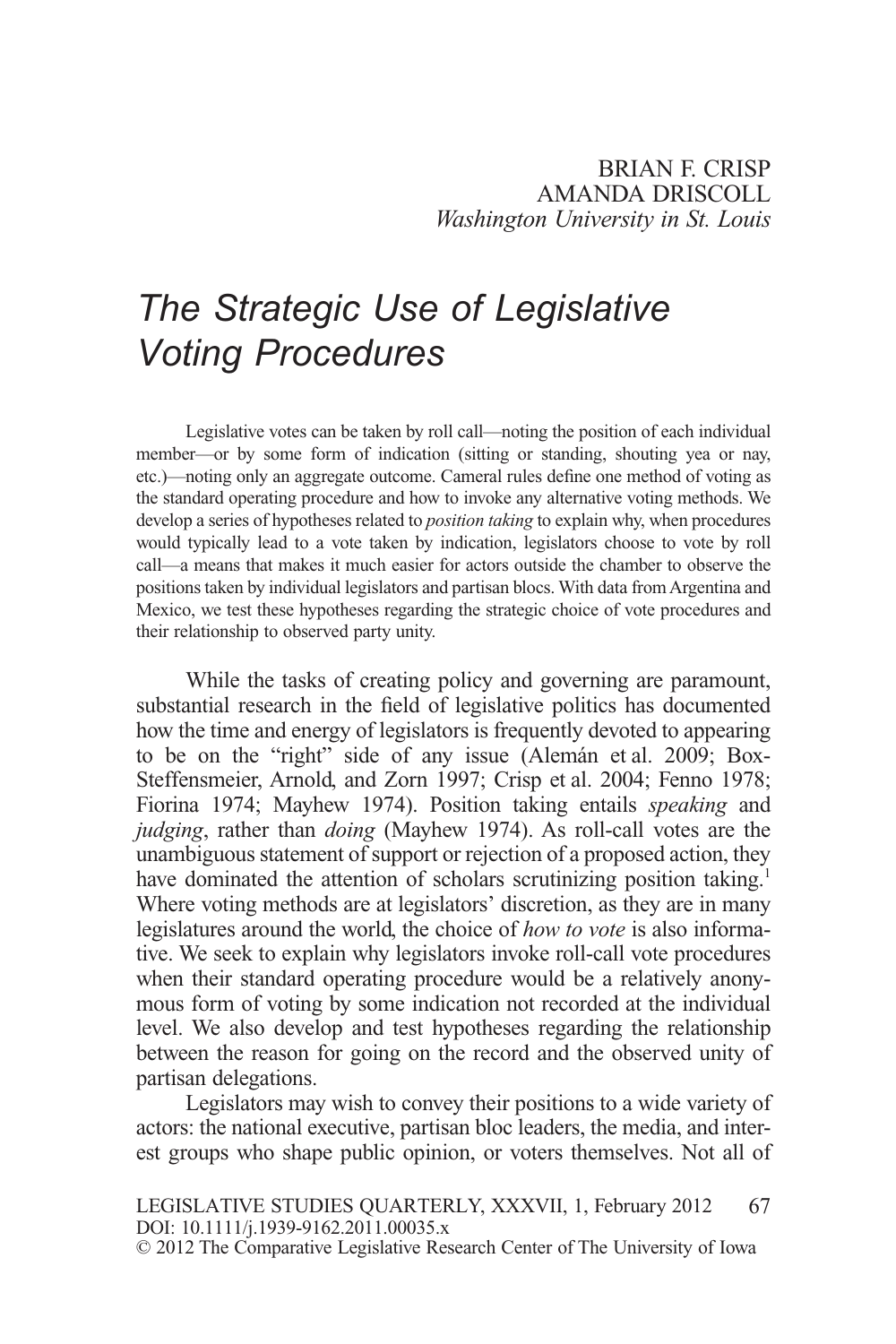BRIAN F. CRISP
AMANDA DRISCOLL
*Washington University in St. Louis*

# *The Strategic Use of Legislative Voting Procedures*

Legislative votes can be taken by roll call—noting the position of each individual member—or by some form of indication (sitting or standing, shouting yea or nay, etc.)—noting only an aggregate outcome. Cameral rules define one method of voting as the standard operating procedure and how to invoke any alternative voting methods. We develop a series of hypotheses related to *position taking* to explain why, when procedures would typically lead to a vote taken by indication, legislators choose to vote by roll call—a means that makes it much easier for actors outside the chamber to observe the positions taken by individual legislators and partisan blocs. With data from Argentina and Mexico, we test these hypotheses regarding the strategic choice of vote procedures and their relationship to observed party unity.

While the tasks of creating policy and governing are paramount, substantial research in the field of legislative politics has documented how the time and energy of legislators is frequently devoted to appearing to be on the "right" side of any issue (Alemán et al. 2009; Box-Steffensmeier, Arnold, and Zorn 1997; Crisp et al. 2004; Fenno 1978; Fiorina 1974; Mayhew 1974). Position taking entails *speaking* and *judging*, rather than *doing* (Mayhew 1974). As roll-call votes are the unambiguous statement of support or rejection of a proposed action, they have dominated the attention of scholars scrutinizing position taking.[1] Where voting methods are at legislators' discretion, as they are in many legislatures around the world, the choice of *how to vote* is also informative. We seek to explain why legislators invoke roll-call vote procedures when their standard operating procedure would be a relatively anonymous form of voting by some indication not recorded at the individual level. We also develop and test hypotheses regarding the relationship between the reason for going on the record and the observed unity of partisan delegations.

Legislators may wish to convey their positions to a wide variety of actors: the national executive, partisan bloc leaders, the media, and interest groups who shape public opinion, or voters themselves. Not all of

LEGISLATIVE STUDIES QUARTERLY, XXXVII, 1, February 2012
DOI: 10.1111/j.1939-9162.2011.00035.x
© 2012 The Comparative Legislative Research Center of The University of Iowa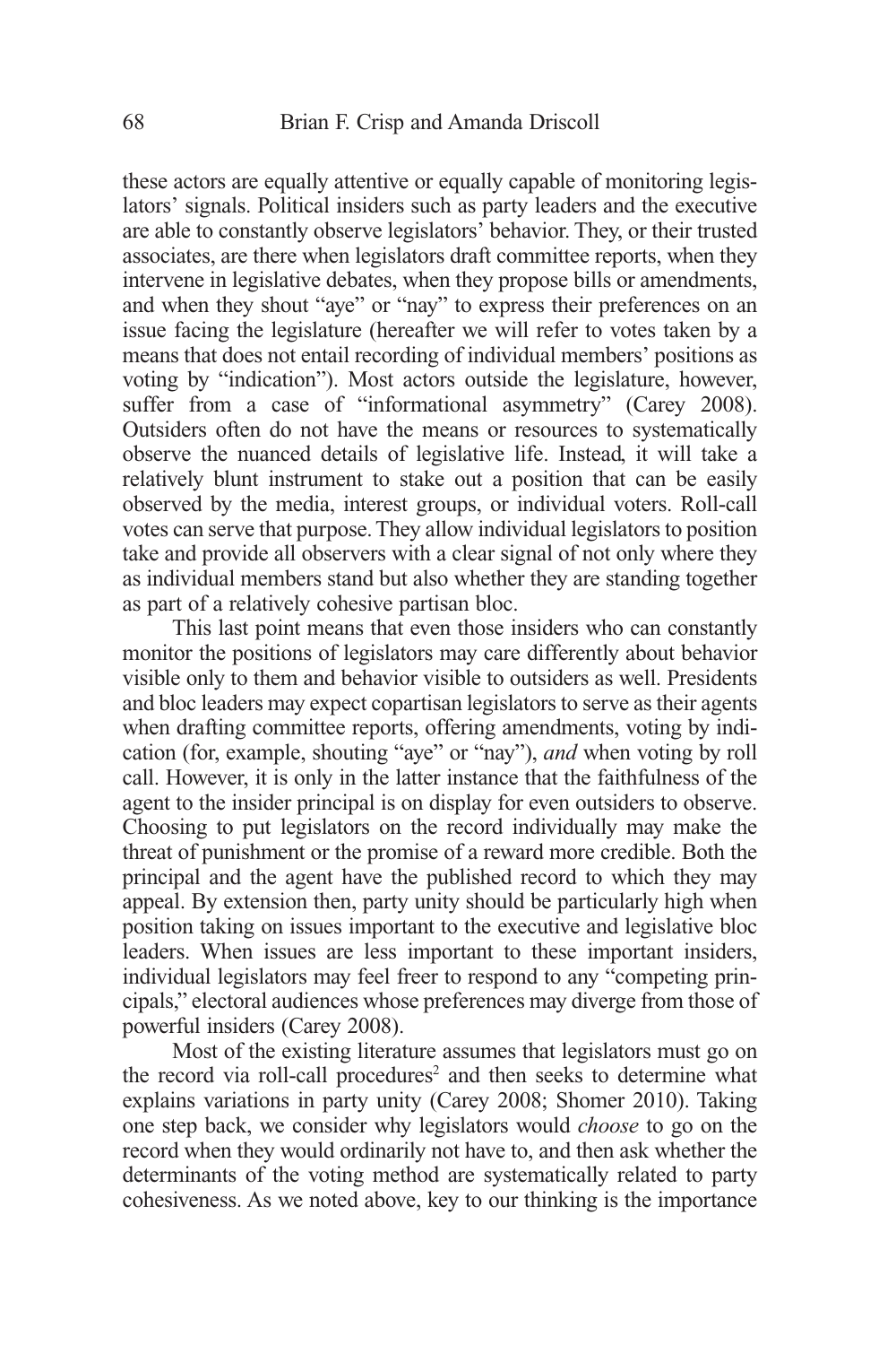these actors are equally attentive or equally capable of monitoring legislators' signals. Political insiders such as party leaders and the executive are able to constantly observe legislators' behavior. They, or their trusted associates, are there when legislators draft committee reports, when they intervene in legislative debates, when they propose bills or amendments, and when they shout "aye" or "nay" to express their preferences on an issue facing the legislature (hereafter we will refer to votes taken by a means that does not entail recording of individual members' positions as voting by "indication"). Most actors outside the legislature, however, suffer from a case of "informational asymmetry" (Carey 2008). Outsiders often do not have the means or resources to systematically observe the nuanced details of legislative life. Instead, it will take a relatively blunt instrument to stake out a position that can be easily observed by the media, interest groups, or individual voters. Roll-call votes can serve that purpose. They allow individual legislators to position take and provide all observers with a clear signal of not only where they as individual members stand but also whether they are standing together as part of a relatively cohesive partisan bloc.

This last point means that even those insiders who can constantly monitor the positions of legislators may care differently about behavior visible only to them and behavior visible to outsiders as well. Presidents and bloc leaders may expect copartisan legislators to serve as their agents when drafting committee reports, offering amendments, voting by indication (for, example, shouting "aye" or "nay"), *and* when voting by roll call. However, it is only in the latter instance that the faithfulness of the agent to the insider principal is on display for even outsiders to observe. Choosing to put legislators on the record individually may make the threat of punishment or the promise of a reward more credible. Both the principal and the agent have the published record to which they may appeal. By extension then, party unity should be particularly high when position taking on issues important to the executive and legislative bloc leaders. When issues are less important to these important insiders, individual legislators may feel freer to respond to any "competing principals," electoral audiences whose preferences may diverge from those of powerful insiders (Carey 2008).

Most of the existing literature assumes that legislators must go on the record via roll-call procedures[2] and then seeks to determine what explains variations in party unity (Carey 2008; Shomer 2010). Taking one step back, we consider why legislators would *choose* to go on the record when they would ordinarily not have to, and then ask whether the determinants of the voting method are systematically related to party cohesiveness. As we noted above, key to our thinking is the importance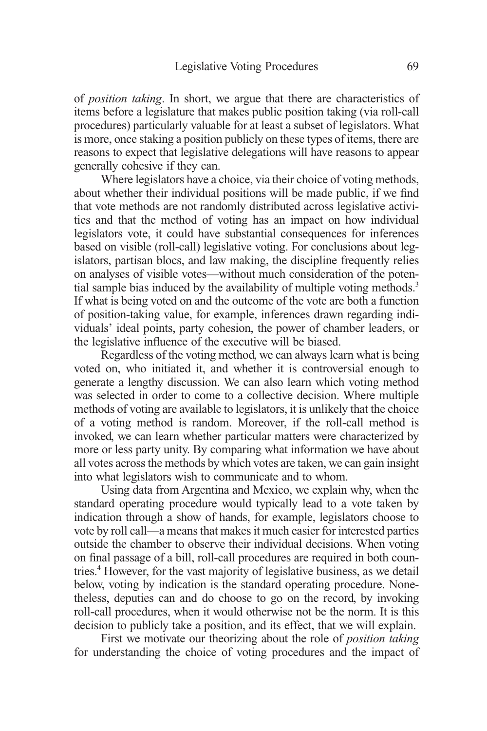of *position taking*. In short, we argue that there are characteristics of items before a legislature that makes public position taking (via roll-call procedures) particularly valuable for at least a subset of legislators. What is more, once staking a position publicly on these types of items, there are reasons to expect that legislative delegations will have reasons to appear generally cohesive if they can.

Where legislators have a choice, via their choice of voting methods, about whether their individual positions will be made public, if we find that vote methods are not randomly distributed across legislative activities and that the method of voting has an impact on how individual legislators vote, it could have substantial consequences for inferences based on visible (roll-call) legislative voting. For conclusions about legislators, partisan blocs, and law making, the discipline frequently relies on analyses of visible votes—without much consideration of the potential sample bias induced by the availability of multiple voting methods.[3] If what is being voted on and the outcome of the vote are both a function of position-taking value, for example, inferences drawn regarding individuals' ideal points, party cohesion, the power of chamber leaders, or the legislative influence of the executive will be biased.

Regardless of the voting method, we can always learn what is being voted on, who initiated it, and whether it is controversial enough to generate a lengthy discussion. We can also learn which voting method was selected in order to come to a collective decision. Where multiple methods of voting are available to legislators, it is unlikely that the choice of a voting method is random. Moreover, if the roll-call method is invoked, we can learn whether particular matters were characterized by more or less party unity. By comparing what information we have about all votes across the methods by which votes are taken, we can gain insight into what legislators wish to communicate and to whom.

Using data from Argentina and Mexico, we explain why, when the standard operating procedure would typically lead to a vote taken by indication through a show of hands, for example, legislators choose to vote by roll call—a means that makes it much easier for interested parties outside the chamber to observe their individual decisions. When voting on final passage of a bill, roll-call procedures are required in both countries.[4] However, for the vast majority of legislative business, as we detail below, voting by indication is the standard operating procedure. Nonetheless, deputies can and do choose to go on the record, by invoking roll-call procedures, when it would otherwise not be the norm. It is this decision to publicly take a position, and its effect, that we will explain.

First we motivate our theorizing about the role of *position taking* for understanding the choice of voting procedures and the impact of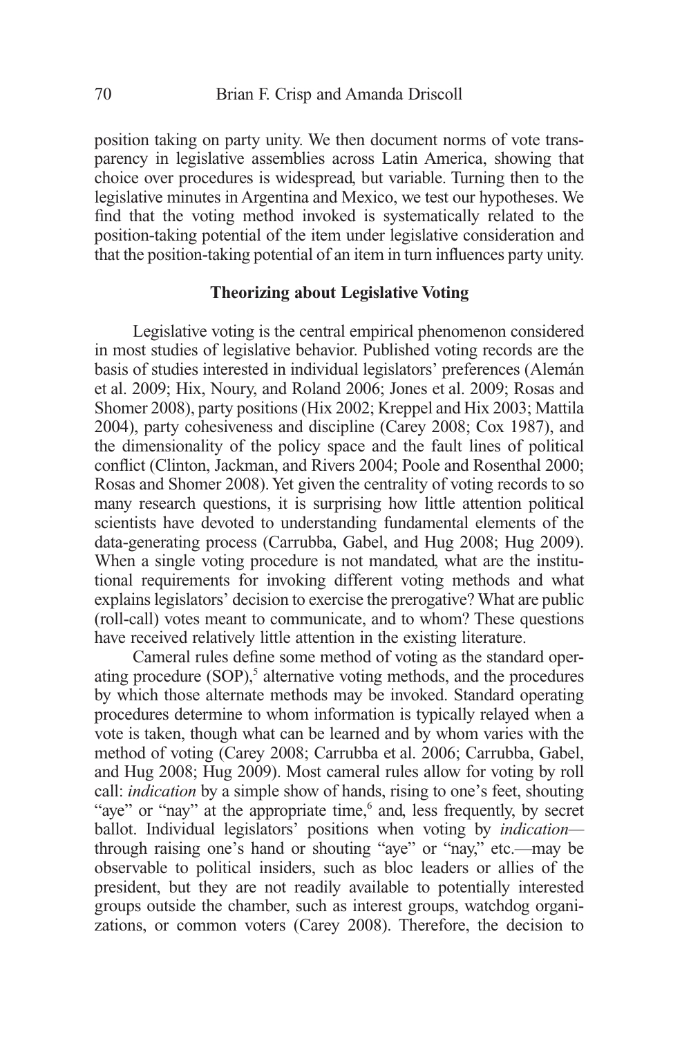position taking on party unity. We then document norms of vote transparency in legislative assemblies across Latin America, showing that choice over procedures is widespread, but variable. Turning then to the legislative minutes in Argentina and Mexico, we test our hypotheses. We find that the voting method invoked is systematically related to the position-taking potential of the item under legislative consideration and that the position-taking potential of an item in turn influences party unity.

## Theorizing about Legislative Voting

Legislative voting is the central empirical phenomenon considered in most studies of legislative behavior. Published voting records are the basis of studies interested in individual legislators' preferences (Alemán et al. 2009; Hix, Noury, and Roland 2006; Jones et al. 2009; Rosas and Shomer 2008), party positions (Hix 2002; Kreppel and Hix 2003; Mattila 2004), party cohesiveness and discipline (Carey 2008; Cox 1987), and the dimensionality of the policy space and the fault lines of political conflict (Clinton, Jackman, and Rivers 2004; Poole and Rosenthal 2000; Rosas and Shomer 2008). Yet given the centrality of voting records to so many research questions, it is surprising how little attention political scientists have devoted to understanding fundamental elements of the data-generating process (Carrubba, Gabel, and Hug 2008; Hug 2009). When a single voting procedure is not mandated, what are the institutional requirements for invoking different voting methods and what explains legislators' decision to exercise the prerogative? What are public (roll-call) votes meant to communicate, and to whom? These questions have received relatively little attention in the existing literature.

Cameral rules define some method of voting as the standard operating procedure (SOP),[5] alternative voting methods, and the procedures by which those alternate methods may be invoked. Standard operating procedures determine to whom information is typically relayed when a vote is taken, though what can be learned and by whom varies with the method of voting (Carey 2008; Carrubba et al. 2006; Carrubba, Gabel, and Hug 2008; Hug 2009). Most cameral rules allow for voting by roll call: *indication* by a simple show of hands, rising to one's feet, shouting "aye" or "nay" at the appropriate time,[6] and, less frequently, by secret ballot. Individual legislators' positions when voting by *indication*—through raising one's hand or shouting "aye" or "nay," etc.—may be observable to political insiders, such as bloc leaders or allies of the president, but they are not readily available to potentially interested groups outside the chamber, such as interest groups, watchdog organizations, or common voters (Carey 2008). Therefore, the decision to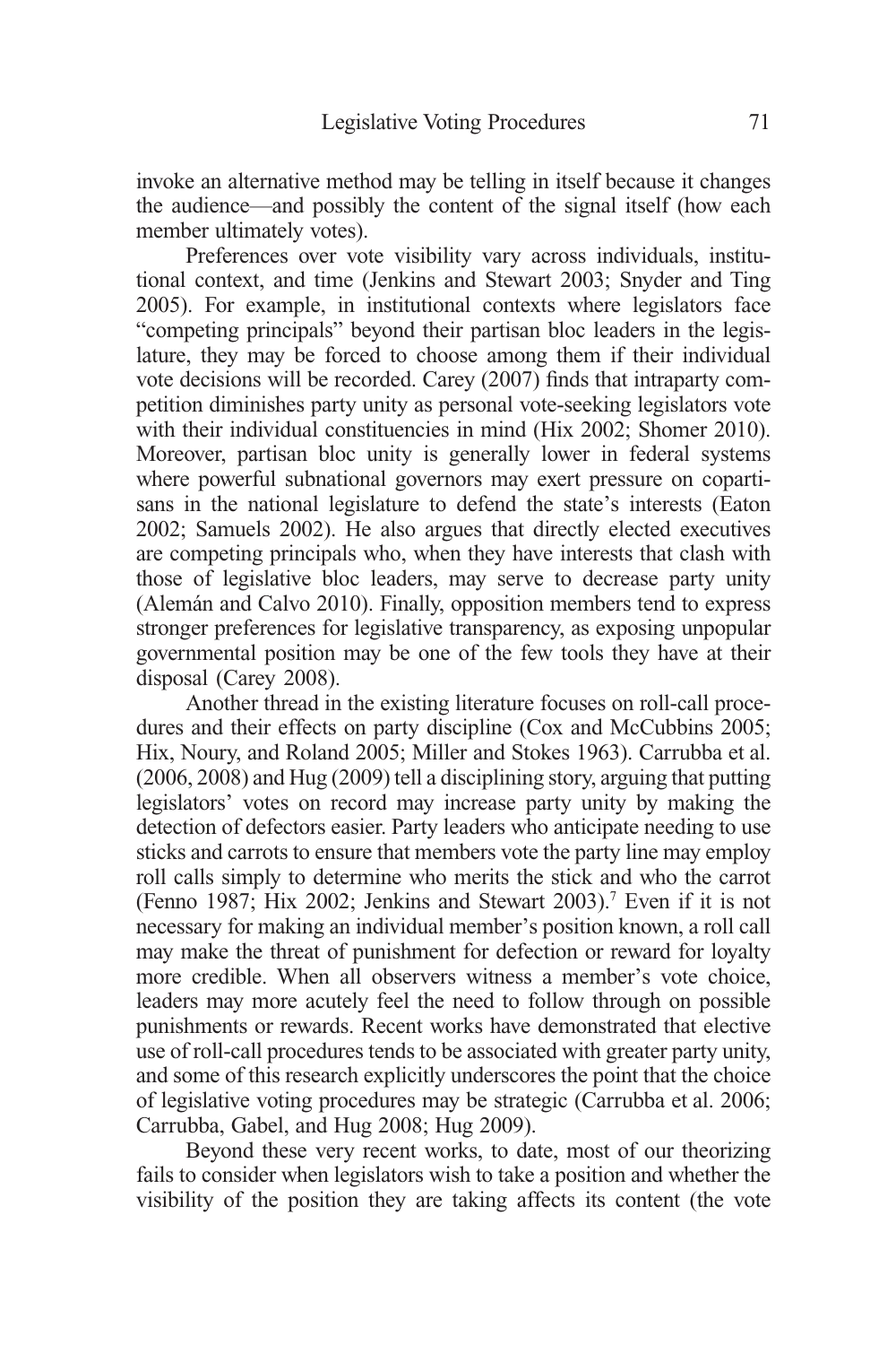invoke an alternative method may be telling in itself because it changes the audience—and possibly the content of the signal itself (how each member ultimately votes).

Preferences over vote visibility vary across individuals, institutional context, and time (Jenkins and Stewart 2003; Snyder and Ting 2005). For example, in institutional contexts where legislators face "competing principals" beyond their partisan bloc leaders in the legislature, they may be forced to choose among them if their individual vote decisions will be recorded. Carey (2007) finds that intraparty competition diminishes party unity as personal vote-seeking legislators vote with their individual constituencies in mind (Hix 2002; Shomer 2010). Moreover, partisan bloc unity is generally lower in federal systems where powerful subnational governors may exert pressure on copartisans in the national legislature to defend the state's interests (Eaton 2002; Samuels 2002). He also argues that directly elected executives are competing principals who, when they have interests that clash with those of legislative bloc leaders, may serve to decrease party unity (Alemán and Calvo 2010). Finally, opposition members tend to express stronger preferences for legislative transparency, as exposing unpopular governmental position may be one of the few tools they have at their disposal (Carey 2008).

Another thread in the existing literature focuses on roll-call procedures and their effects on party discipline (Cox and McCubbins 2005; Hix, Noury, and Roland 2005; Miller and Stokes 1963). Carrubba et al. (2006, 2008) and Hug (2009) tell a disciplining story, arguing that putting legislators' votes on record may increase party unity by making the detection of defectors easier. Party leaders who anticipate needing to use sticks and carrots to ensure that members vote the party line may employ roll calls simply to determine who merits the stick and who the carrot (Fenno 1987; Hix 2002; Jenkins and Stewart 2003).[7] Even if it is not necessary for making an individual member's position known, a roll call may make the threat of punishment for defection or reward for loyalty more credible. When all observers witness a member's vote choice, leaders may more acutely feel the need to follow through on possible punishments or rewards. Recent works have demonstrated that elective use of roll-call procedures tends to be associated with greater party unity, and some of this research explicitly underscores the point that the choice of legislative voting procedures may be strategic (Carrubba et al. 2006; Carrubba, Gabel, and Hug 2008; Hug 2009).

Beyond these very recent works, to date, most of our theorizing fails to consider when legislators wish to take a position and whether the visibility of the position they are taking affects its content (the vote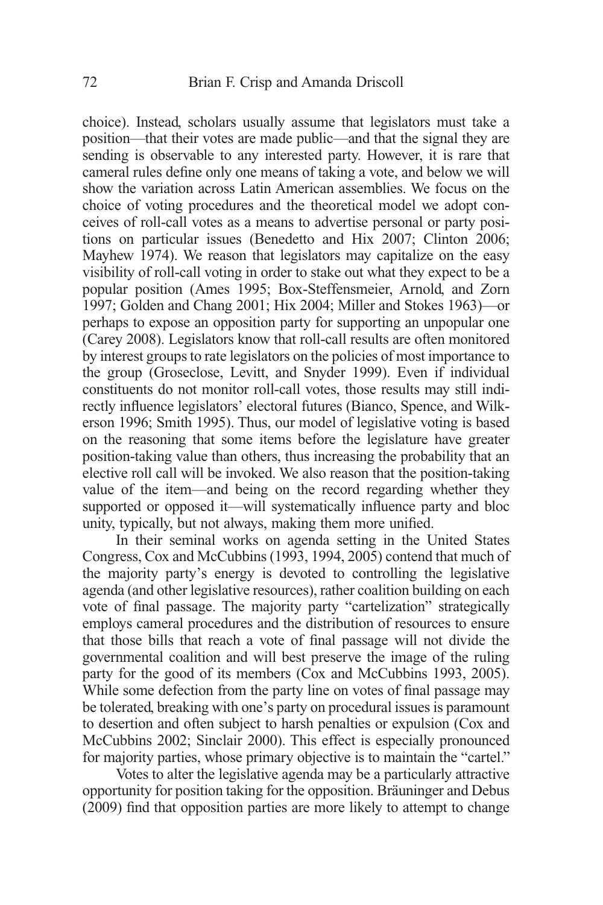choice). Instead, scholars usually assume that legislators must take a position—that their votes are made public—and that the signal they are sending is observable to any interested party. However, it is rare that cameral rules define only one means of taking a vote, and below we will show the variation across Latin American assemblies. We focus on the choice of voting procedures and the theoretical model we adopt conceives of roll-call votes as a means to advertise personal or party positions on particular issues (Benedetto and Hix 2007; Clinton 2006; Mayhew 1974). We reason that legislators may capitalize on the easy visibility of roll-call voting in order to stake out what they expect to be a popular position (Ames 1995; Box-Steffensmeier, Arnold, and Zorn 1997; Golden and Chang 2001; Hix 2004; Miller and Stokes 1963)—or perhaps to expose an opposition party for supporting an unpopular one (Carey 2008). Legislators know that roll-call results are often monitored by interest groups to rate legislators on the policies of most importance to the group (Groseclose, Levitt, and Snyder 1999). Even if individual constituents do not monitor roll-call votes, those results may still indirectly influence legislators' electoral futures (Bianco, Spence, and Wilkerson 1996; Smith 1995). Thus, our model of legislative voting is based on the reasoning that some items before the legislature have greater position-taking value than others, thus increasing the probability that an elective roll call will be invoked. We also reason that the position-taking value of the item—and being on the record regarding whether they supported or opposed it—will systematically influence party and bloc unity, typically, but not always, making them more unified.

In their seminal works on agenda setting in the United States Congress, Cox and McCubbins (1993, 1994, 2005) contend that much of the majority party's energy is devoted to controlling the legislative agenda (and other legislative resources), rather coalition building on each vote of final passage. The majority party "cartelization" strategically employs cameral procedures and the distribution of resources to ensure that those bills that reach a vote of final passage will not divide the governmental coalition and will best preserve the image of the ruling party for the good of its members (Cox and McCubbins 1993, 2005). While some defection from the party line on votes of final passage may be tolerated, breaking with one's party on procedural issues is paramount to desertion and often subject to harsh penalties or expulsion (Cox and McCubbins 2002; Sinclair 2000). This effect is especially pronounced for majority parties, whose primary objective is to maintain the "cartel."

Votes to alter the legislative agenda may be a particularly attractive opportunity for position taking for the opposition. Bräuninger and Debus (2009) find that opposition parties are more likely to attempt to change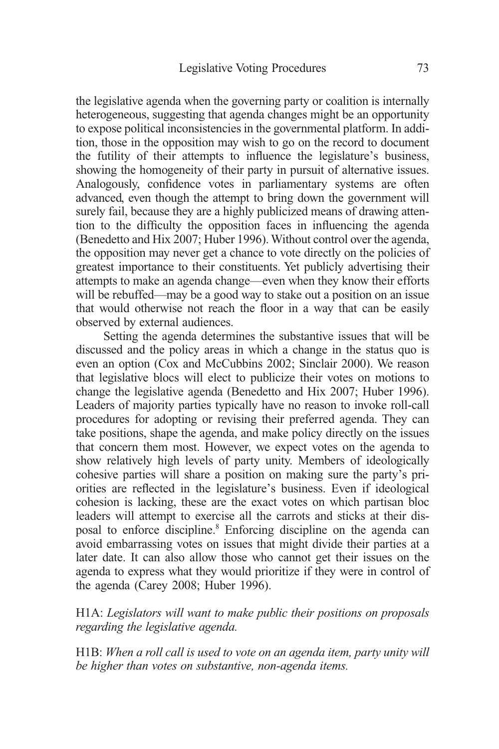the legislative agenda when the governing party or coalition is internally heterogeneous, suggesting that agenda changes might be an opportunity to expose political inconsistencies in the governmental platform. In addition, those in the opposition may wish to go on the record to document the futility of their attempts to influence the legislature's business, showing the homogeneity of their party in pursuit of alternative issues. Analogously, confidence votes in parliamentary systems are often advanced, even though the attempt to bring down the government will surely fail, because they are a highly publicized means of drawing attention to the difficulty the opposition faces in influencing the agenda (Benedetto and Hix 2007; Huber 1996). Without control over the agenda, the opposition may never get a chance to vote directly on the policies of greatest importance to their constituents. Yet publicly advertising their attempts to make an agenda change—even when they know their efforts will be rebuffed—may be a good way to stake out a position on an issue that would otherwise not reach the floor in a way that can be easily observed by external audiences.

Setting the agenda determines the substantive issues that will be discussed and the policy areas in which a change in the status quo is even an option (Cox and McCubbins 2002; Sinclair 2000). We reason that legislative blocs will elect to publicize their votes on motions to change the legislative agenda (Benedetto and Hix 2007; Huber 1996). Leaders of majority parties typically have no reason to invoke roll-call procedures for adopting or revising their preferred agenda. They can take positions, shape the agenda, and make policy directly on the issues that concern them most. However, we expect votes on the agenda to show relatively high levels of party unity. Members of ideologically cohesive parties will share a position on making sure the party's priorities are reflected in the legislature's business. Even if ideological cohesion is lacking, these are the exact votes on which partisan bloc leaders will attempt to exercise all the carrots and sticks at their disposal to enforce discipline.[8] Enforcing discipline on the agenda can avoid embarrassing votes on issues that might divide their parties at a later date. It can also allow those who cannot get their issues on the agenda to express what they would prioritize if they were in control of the agenda (Carey 2008; Huber 1996).

H1A: *Legislators will want to make public their positions on proposals regarding the legislative agenda.*

H1B: *When a roll call is used to vote on an agenda item, party unity will be higher than votes on substantive, non-agenda items.*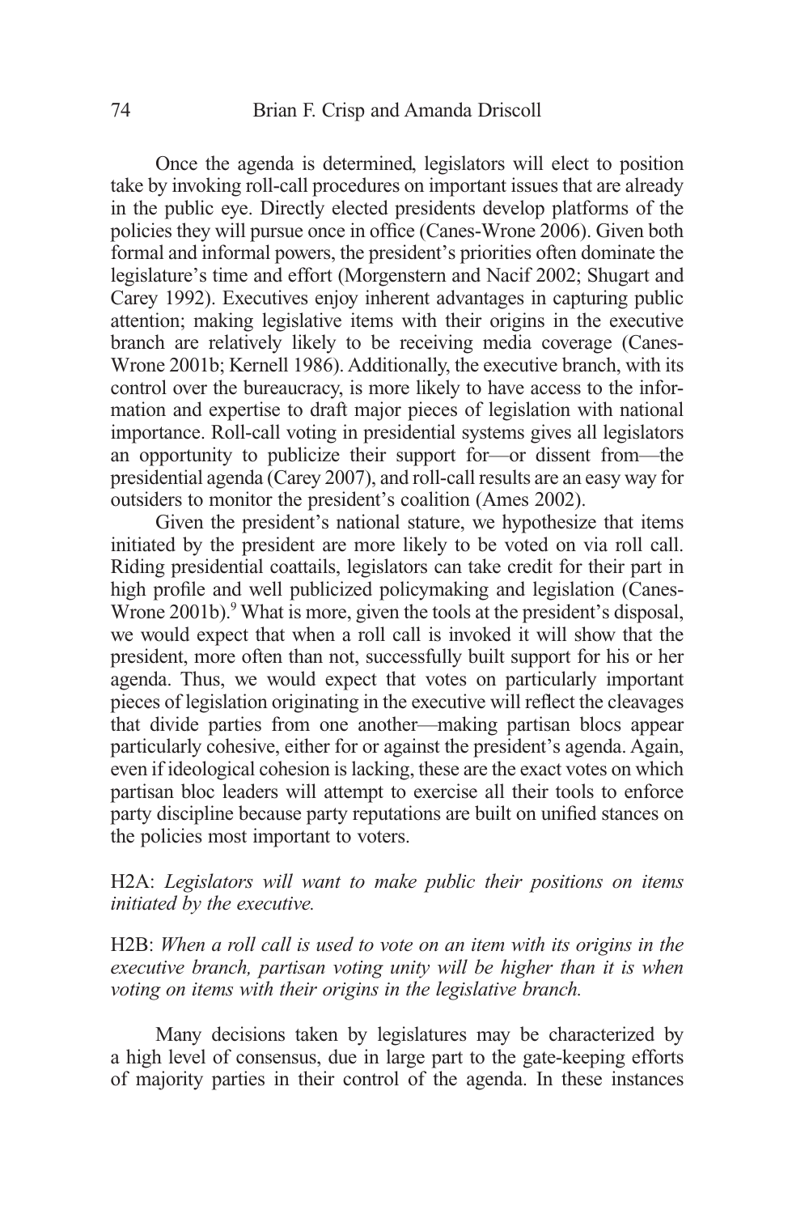Once the agenda is determined, legislators will elect to position take by invoking roll-call procedures on important issues that are already in the public eye. Directly elected presidents develop platforms of the policies they will pursue once in office (Canes-Wrone 2006). Given both formal and informal powers, the president's priorities often dominate the legislature's time and effort (Morgenstern and Nacif 2002; Shugart and Carey 1992). Executives enjoy inherent advantages in capturing public attention; making legislative items with their origins in the executive branch are relatively likely to be receiving media coverage (Canes-Wrone 2001b; Kernell 1986). Additionally, the executive branch, with its control over the bureaucracy, is more likely to have access to the information and expertise to draft major pieces of legislation with national importance. Roll-call voting in presidential systems gives all legislators an opportunity to publicize their support for—or dissent from—the presidential agenda (Carey 2007), and roll-call results are an easy way for outsiders to monitor the president's coalition (Ames 2002).

Given the president's national stature, we hypothesize that items initiated by the president are more likely to be voted on via roll call. Riding presidential coattails, legislators can take credit for their part in high profile and well publicized policymaking and legislation (Canes-Wrone 2001b).[9] What is more, given the tools at the president's disposal, we would expect that when a roll call is invoked it will show that the president, more often than not, successfully built support for his or her agenda. Thus, we would expect that votes on particularly important pieces of legislation originating in the executive will reflect the cleavages that divide parties from one another—making partisan blocs appear particularly cohesive, either for or against the president's agenda. Again, even if ideological cohesion is lacking, these are the exact votes on which partisan bloc leaders will attempt to exercise all their tools to enforce party discipline because party reputations are built on unified stances on the policies most important to voters.

H2A: *Legislators will want to make public their positions on items initiated by the executive.*

H2B: *When a roll call is used to vote on an item with its origins in the executive branch, partisan voting unity will be higher than it is when voting on items with their origins in the legislative branch.*

Many decisions taken by legislatures may be characterized by a high level of consensus, due in large part to the gate-keeping efforts of majority parties in their control of the agenda. In these instances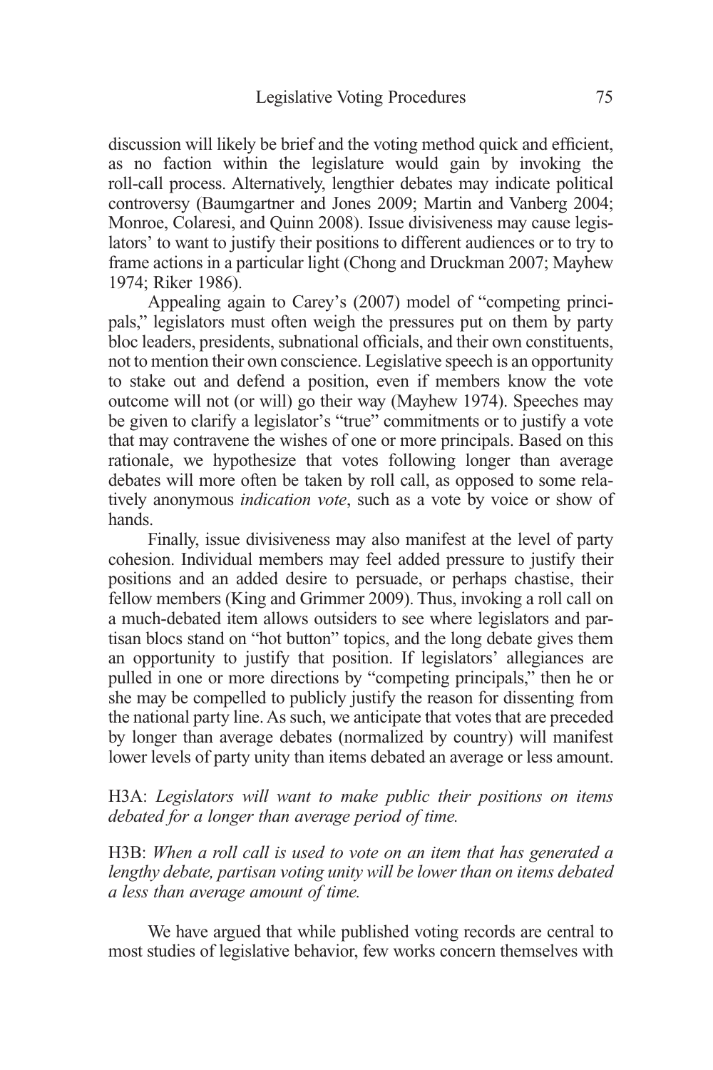discussion will likely be brief and the voting method quick and efficient, as no faction within the legislature would gain by invoking the roll-call process. Alternatively, lengthier debates may indicate political controversy (Baumgartner and Jones 2009; Martin and Vanberg 2004; Monroe, Colaresi, and Quinn 2008). Issue divisiveness may cause legislators' to want to justify their positions to different audiences or to try to frame actions in a particular light (Chong and Druckman 2007; Mayhew 1974; Riker 1986).

Appealing again to Carey's (2007) model of "competing principals," legislators must often weigh the pressures put on them by party bloc leaders, presidents, subnational officials, and their own constituents, not to mention their own conscience. Legislative speech is an opportunity to stake out and defend a position, even if members know the vote outcome will not (or will) go their way (Mayhew 1974). Speeches may be given to clarify a legislator's "true" commitments or to justify a vote that may contravene the wishes of one or more principals. Based on this rationale, we hypothesize that votes following longer than average debates will more often be taken by roll call, as opposed to some relatively anonymous *indication vote*, such as a vote by voice or show of hands.

Finally, issue divisiveness may also manifest at the level of party cohesion. Individual members may feel added pressure to justify their positions and an added desire to persuade, or perhaps chastise, their fellow members (King and Grimmer 2009). Thus, invoking a roll call on a much-debated item allows outsiders to see where legislators and partisan blocs stand on "hot button" topics, and the long debate gives them an opportunity to justify that position. If legislators' allegiances are pulled in one or more directions by "competing principals," then he or she may be compelled to publicly justify the reason for dissenting from the national party line. As such, we anticipate that votes that are preceded by longer than average debates (normalized by country) will manifest lower levels of party unity than items debated an average or less amount.

H3A: *Legislators will want to make public their positions on items debated for a longer than average period of time.*

H3B: *When a roll call is used to vote on an item that has generated a lengthy debate, partisan voting unity will be lower than on items debated a less than average amount of time.*

We have argued that while published voting records are central to most studies of legislative behavior, few works concern themselves with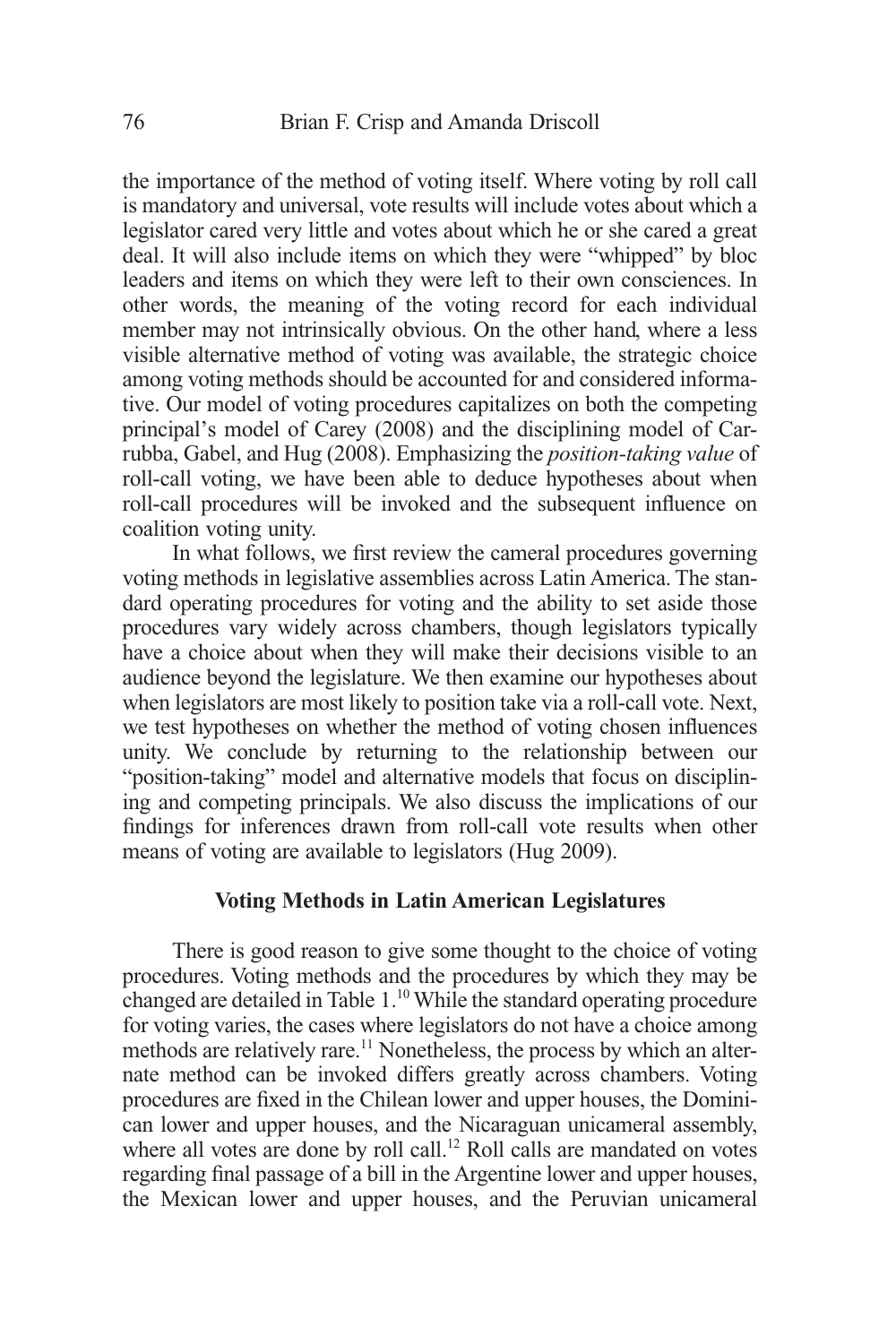the importance of the method of voting itself. Where voting by roll call is mandatory and universal, vote results will include votes about which a legislator cared very little and votes about which he or she cared a great deal. It will also include items on which they were "whipped" by bloc leaders and items on which they were left to their own consciences. In other words, the meaning of the voting record for each individual member may not intrinsically obvious. On the other hand, where a less visible alternative method of voting was available, the strategic choice among voting methods should be accounted for and considered informative. Our model of voting procedures capitalizes on both the competing principal's model of Carey (2008) and the disciplining model of Carrubba, Gabel, and Hug (2008). Emphasizing the *position-taking value* of roll-call voting, we have been able to deduce hypotheses about when roll-call procedures will be invoked and the subsequent influence on coalition voting unity.

In what follows, we first review the cameral procedures governing voting methods in legislative assemblies across Latin America. The standard operating procedures for voting and the ability to set aside those procedures vary widely across chambers, though legislators typically have a choice about when they will make their decisions visible to an audience beyond the legislature. We then examine our hypotheses about when legislators are most likely to position take via a roll-call vote. Next, we test hypotheses on whether the method of voting chosen influences unity. We conclude by returning to the relationship between our "position-taking" model and alternative models that focus on disciplining and competing principals. We also discuss the implications of our findings for inferences drawn from roll-call vote results when other means of voting are available to legislators (Hug 2009).

## Voting Methods in Latin American Legislatures

There is good reason to give some thought to the choice of voting procedures. Voting methods and the procedures by which they may be changed are detailed in Table 1.[10] While the standard operating procedure for voting varies, the cases where legislators do not have a choice among methods are relatively rare.[11] Nonetheless, the process by which an alternate method can be invoked differs greatly across chambers. Voting procedures are fixed in the Chilean lower and upper houses, the Dominican lower and upper houses, and the Nicaraguan unicameral assembly, where all votes are done by roll call.[12] Roll calls are mandated on votes regarding final passage of a bill in the Argentine lower and upper houses, the Mexican lower and upper houses, and the Peruvian unicameral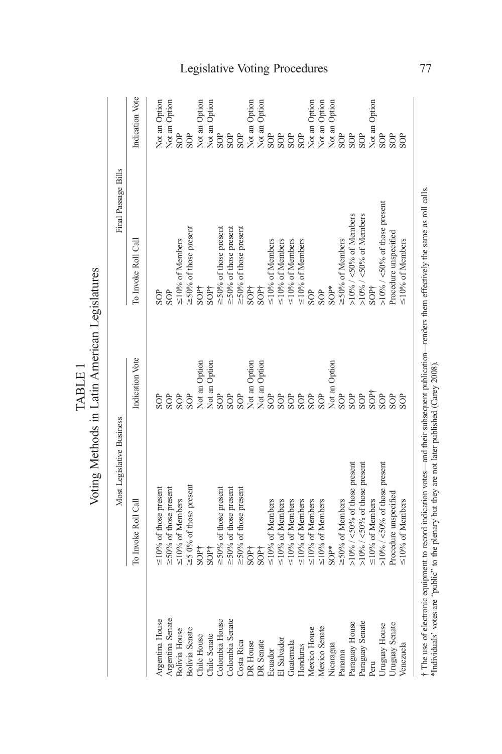TABLE 1

Voting Methods in Latin American Legislatures

| | Most Legislative Business | | Final Passage Bills | |
|---|---|---|---|---|
| | To Invoke Roll Call | Indication Vote | To Invoke Roll Call | Indication Vote |
| Argentina House | ≤10% of those present | SOP | SOP | Not an Option |
| Argentina Senate | ≥50% of those present | SOP | SOP | Not an Option |
| Bolivia House | ≤10% of Members | SOP | ≤10% of Members | SOP |
| Bolivia Senate | ≥5 0% of those present | SOP | ≥50% of those present | SOP |
| Chile House | SOP† | Not an Option | SOP† | Not an Option |
| Chile Senate | SOP† | Not an Option | SOP† | Not an Option |
| Colombia House | ≥50% of those present | SOP | ≥50% of those present | SOP |
| Colombia Senate | ≥50% of those present | SOP | ≥50% of those present | SOP |
| Costa Rica | ≥50% of those present | SOP | ≥50% of those present | SOP |
| DR House | SOP† | Not an Option | SOP† | Not an Option |
| DR Senate | SOP† | Not an Option | SOP† | Not an Option |
| Ecuador | ≤10% of Members | SOP | ≤10% of Members | SOP |
| El Salvador | ≤10% of Members | SOP | ≤10% of Members | SOP |
| Guatemala | ≤10% of Members | SOP | ≤10% of Members | SOP |
| Honduras | ≤10% of Members | SOP | ≤10% of Members | SOP |
| Mexico House | ≤10% of Members | SOP | SOP | Not an Option |
| Mexico Senate | ≤10% of Members | SOP | SOP | Not an Option |
| Nicaragua | SOP* | Not an Option | SOP* | Not an Option |
| Panama | ≥50% of Members | SOP | ≥50% of Members | SOP |
| Paraguay House | >10% / <50% of those present | SOP | >10% / <50% of Members | SOP |
| Paraguay Senate | >10% / <50% of those present | SOP | >10% / <50% of Members | SOP |
| Peru | ≤10% of Members | SOP† | SOP† | Not an Option |
| Uruguay House | >10% / <50% of those present | SOP | >10% / <50% of those present | SOP |
| Uruguay Senate | Procedure unspecified | SOP | Procedure unspecified | SOP |
| Venezuela | ≤10% of Members | SOP | ≤10% of Members | SOP |

† The use of electronic equipment to record indication votes—and their subsequent publication—renders them effectively the same as roll calls.
*Individuals' votes are "public" to the plenary but they are not later published (Carey 2008).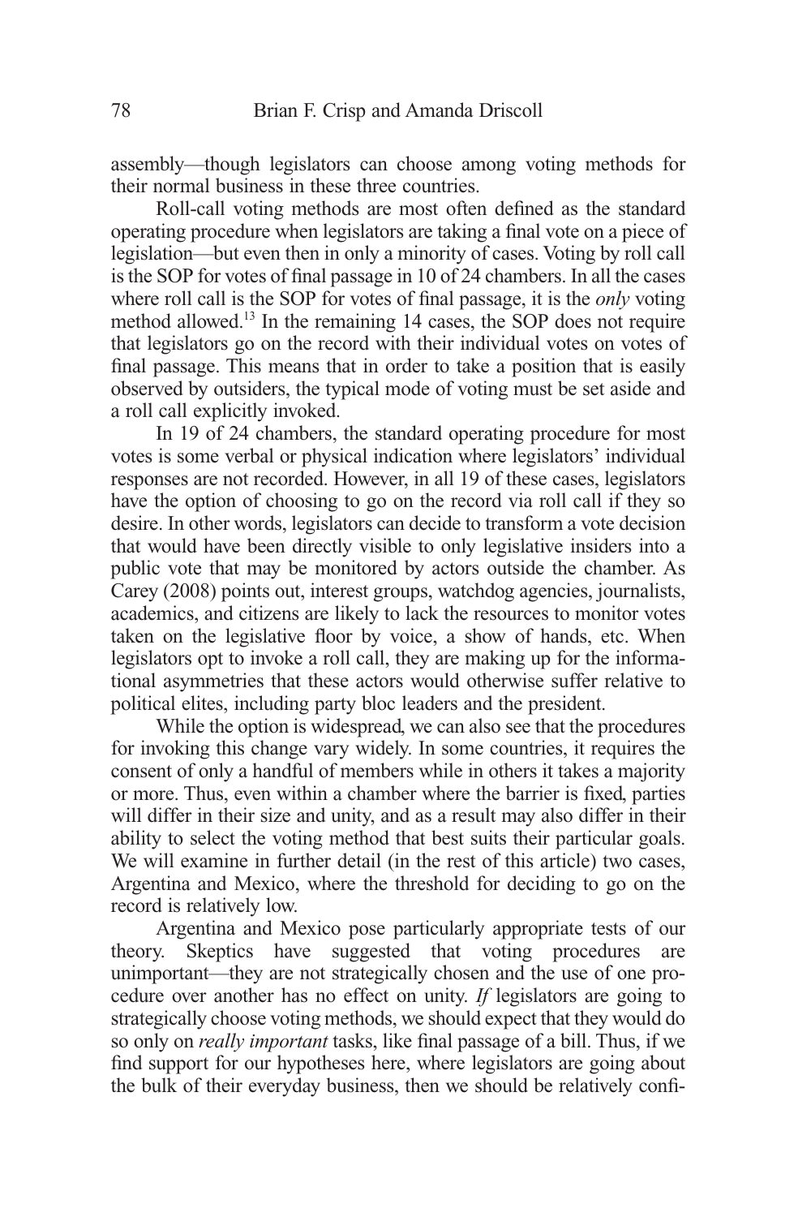assembly—though legislators can choose among voting methods for their normal business in these three countries.

Roll-call voting methods are most often defined as the standard operating procedure when legislators are taking a final vote on a piece of legislation—but even then in only a minority of cases. Voting by roll call is the SOP for votes of final passage in 10 of 24 chambers. In all the cases where roll call is the SOP for votes of final passage, it is the *only* voting method allowed.[13] In the remaining 14 cases, the SOP does not require that legislators go on the record with their individual votes on votes of final passage. This means that in order to take a position that is easily observed by outsiders, the typical mode of voting must be set aside and a roll call explicitly invoked.

In 19 of 24 chambers, the standard operating procedure for most votes is some verbal or physical indication where legislators' individual responses are not recorded. However, in all 19 of these cases, legislators have the option of choosing to go on the record via roll call if they so desire. In other words, legislators can decide to transform a vote decision that would have been directly visible to only legislative insiders into a public vote that may be monitored by actors outside the chamber. As Carey (2008) points out, interest groups, watchdog agencies, journalists, academics, and citizens are likely to lack the resources to monitor votes taken on the legislative floor by voice, a show of hands, etc. When legislators opt to invoke a roll call, they are making up for the informational asymmetries that these actors would otherwise suffer relative to political elites, including party bloc leaders and the president.

While the option is widespread, we can also see that the procedures for invoking this change vary widely. In some countries, it requires the consent of only a handful of members while in others it takes a majority or more. Thus, even within a chamber where the barrier is fixed, parties will differ in their size and unity, and as a result may also differ in their ability to select the voting method that best suits their particular goals. We will examine in further detail (in the rest of this article) two cases, Argentina and Mexico, where the threshold for deciding to go on the record is relatively low.

Argentina and Mexico pose particularly appropriate tests of our theory. Skeptics have suggested that voting procedures are unimportant—they are not strategically chosen and the use of one procedure over another has no effect on unity. *If* legislators are going to strategically choose voting methods, we should expect that they would do so only on *really important* tasks, like final passage of a bill. Thus, if we find support for our hypotheses here, where legislators are going about the bulk of their everyday business, then we should be relatively confi-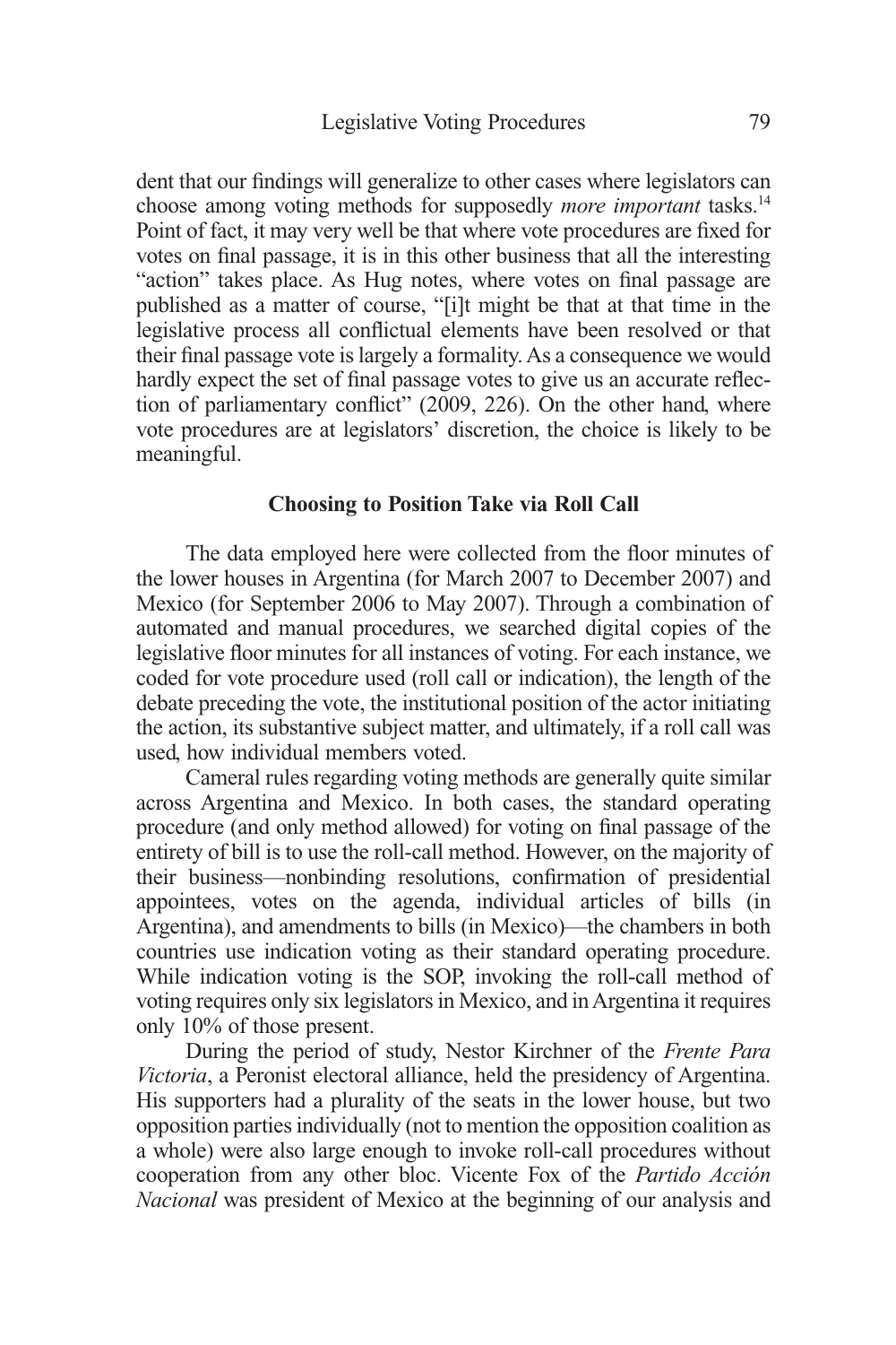dent that our findings will generalize to other cases where legislators can choose among voting methods for supposedly *more important* tasks.[14] Point of fact, it may very well be that where vote procedures are fixed for votes on final passage, it is in this other business that all the interesting "action" takes place. As Hug notes, where votes on final passage are published as a matter of course, "[i]t might be that at that time in the legislative process all conflictual elements have been resolved or that their final passage vote is largely a formality. As a consequence we would hardly expect the set of final passage votes to give us an accurate reflection of parliamentary conflict" (2009, 226). On the other hand, where vote procedures are at legislators' discretion, the choice is likely to be meaningful.

### Choosing to Position Take via Roll Call

The data employed here were collected from the floor minutes of the lower houses in Argentina (for March 2007 to December 2007) and Mexico (for September 2006 to May 2007). Through a combination of automated and manual procedures, we searched digital copies of the legislative floor minutes for all instances of voting. For each instance, we coded for vote procedure used (roll call or indication), the length of the debate preceding the vote, the institutional position of the actor initiating the action, its substantive subject matter, and ultimately, if a roll call was used, how individual members voted.

Cameral rules regarding voting methods are generally quite similar across Argentina and Mexico. In both cases, the standard operating procedure (and only method allowed) for voting on final passage of the entirety of bill is to use the roll-call method. However, on the majority of their business—nonbinding resolutions, confirmation of presidential appointees, votes on the agenda, individual articles of bills (in Argentina), and amendments to bills (in Mexico)—the chambers in both countries use indication voting as their standard operating procedure. While indication voting is the SOP, invoking the roll-call method of voting requires only six legislators in Mexico, and in Argentina it requires only 10% of those present.

During the period of study, Nestor Kirchner of the *Frente Para Victoria*, a Peronist electoral alliance, held the presidency of Argentina. His supporters had a plurality of the seats in the lower house, but two opposition parties individually (not to mention the opposition coalition as a whole) were also large enough to invoke roll-call procedures without cooperation from any other bloc. Vicente Fox of the *Partido Acción Nacional* was president of Mexico at the beginning of our analysis and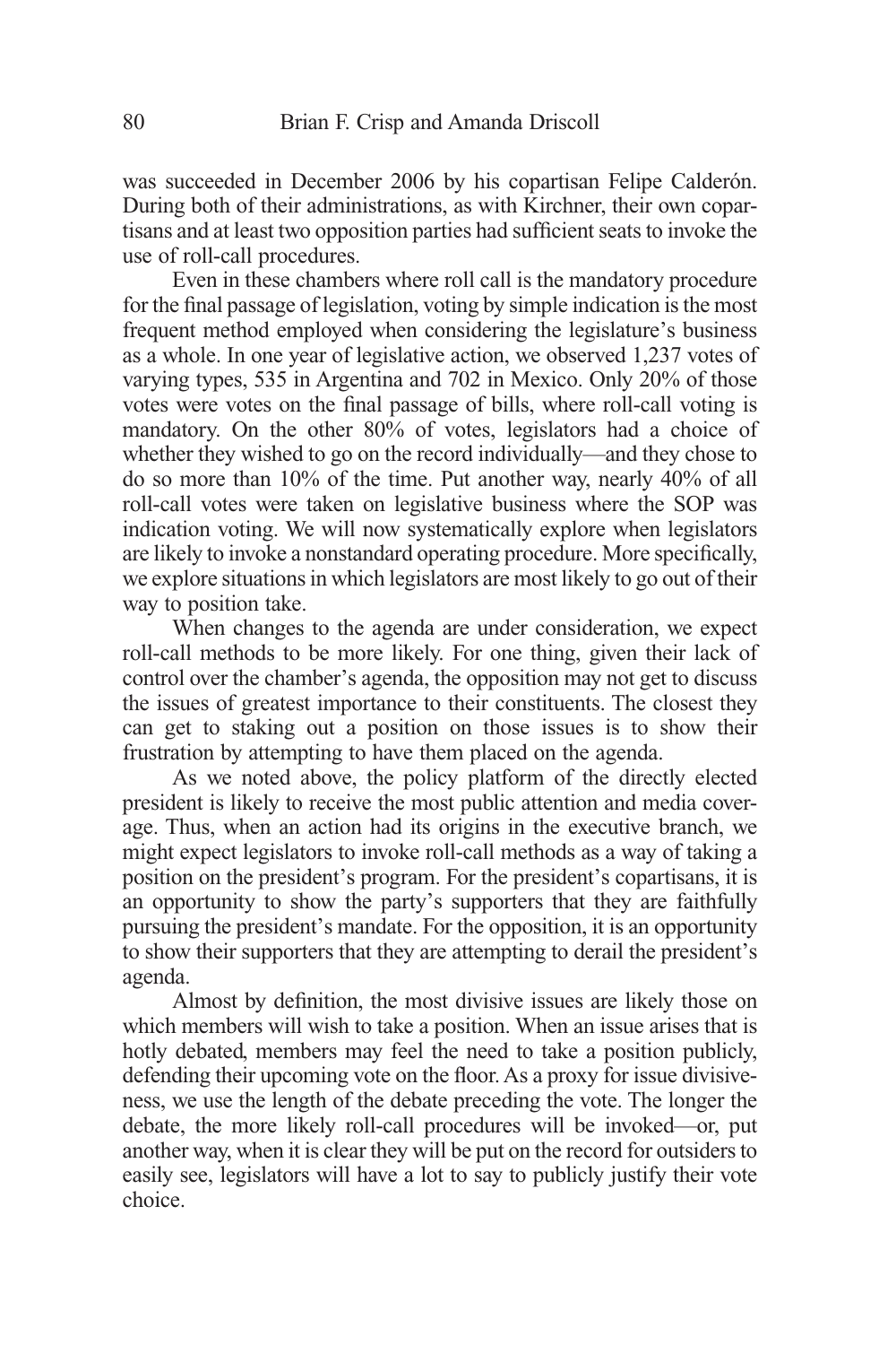was succeeded in December 2006 by his copartisan Felipe Calderón. During both of their administrations, as with Kirchner, their own copartisans and at least two opposition parties had sufficient seats to invoke the use of roll-call procedures.

Even in these chambers where roll call is the mandatory procedure for the final passage of legislation, voting by simple indication is the most frequent method employed when considering the legislature's business as a whole. In one year of legislative action, we observed 1,237 votes of varying types, 535 in Argentina and 702 in Mexico. Only 20% of those votes were votes on the final passage of bills, where roll-call voting is mandatory. On the other 80% of votes, legislators had a choice of whether they wished to go on the record individually—and they chose to do so more than 10% of the time. Put another way, nearly 40% of all roll-call votes were taken on legislative business where the SOP was indication voting. We will now systematically explore when legislators are likely to invoke a nonstandard operating procedure. More specifically, we explore situations in which legislators are most likely to go out of their way to position take.

When changes to the agenda are under consideration, we expect roll-call methods to be more likely. For one thing, given their lack of control over the chamber's agenda, the opposition may not get to discuss the issues of greatest importance to their constituents. The closest they can get to staking out a position on those issues is to show their frustration by attempting to have them placed on the agenda.

As we noted above, the policy platform of the directly elected president is likely to receive the most public attention and media coverage. Thus, when an action had its origins in the executive branch, we might expect legislators to invoke roll-call methods as a way of taking a position on the president's program. For the president's copartisans, it is an opportunity to show the party's supporters that they are faithfully pursuing the president's mandate. For the opposition, it is an opportunity to show their supporters that they are attempting to derail the president's agenda.

Almost by definition, the most divisive issues are likely those on which members will wish to take a position. When an issue arises that is hotly debated, members may feel the need to take a position publicly, defending their upcoming vote on the floor. As a proxy for issue divisiveness, we use the length of the debate preceding the vote. The longer the debate, the more likely roll-call procedures will be invoked—or, put another way, when it is clear they will be put on the record for outsiders to easily see, legislators will have a lot to say to publicly justify their vote choice.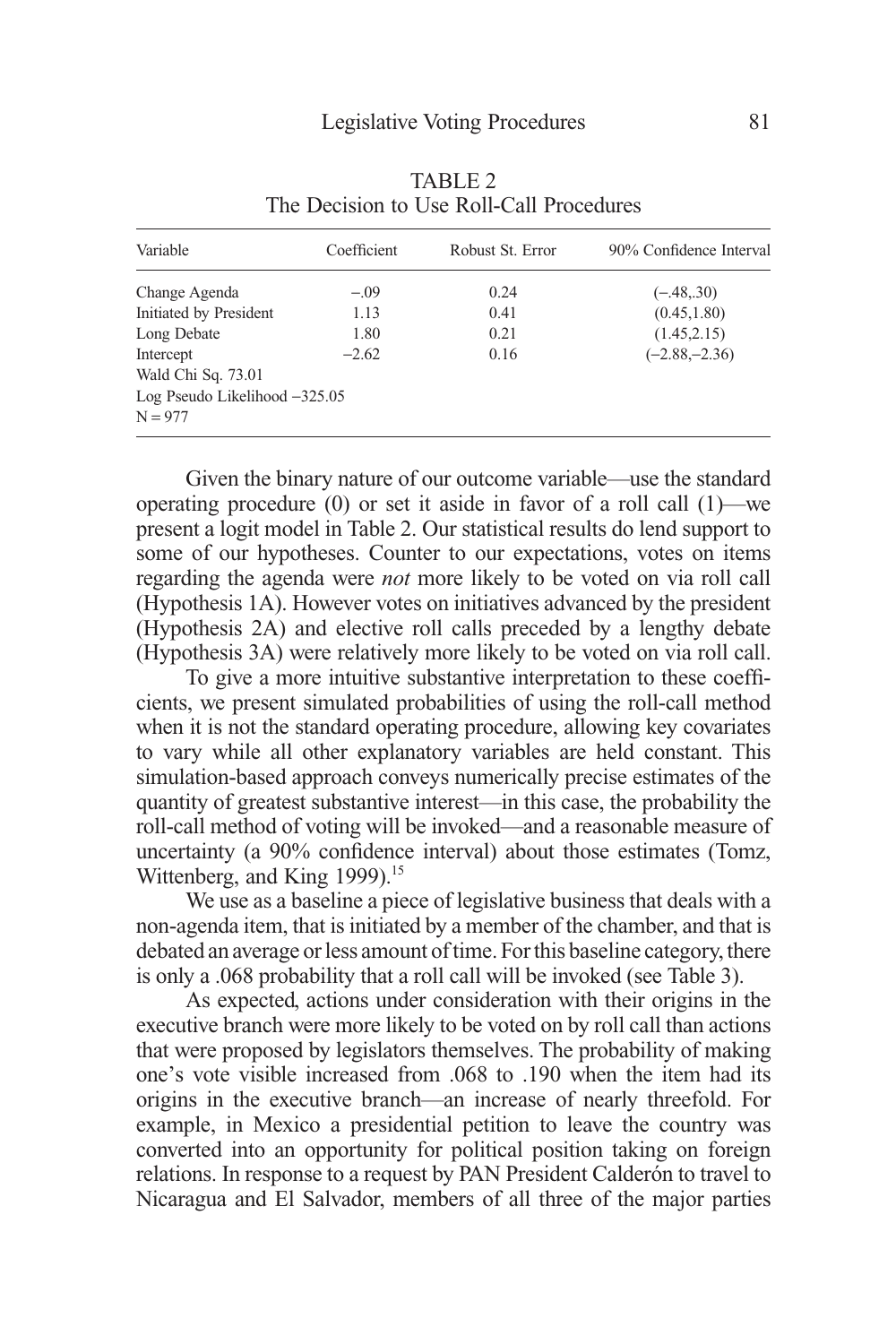TABLE 2
The Decision to Use Roll-Call Procedures

| Variable | Coefficient | Robust St. Error | 90% Confidence Interval |
|---|---|---|---|
| Change Agenda | −.09 | 0.24 | (−.48,.30) |
| Initiated by President | 1.13 | 0.41 | (0.45,1.80) |
| Long Debate | 1.80 | 0.21 | (1.45,2.15) |
| Intercept | −2.62 | 0.16 | (−2.88,−2.36) |
| Wald Chi Sq. 73.01 | | | |
| Log Pseudo Likelihood −325.05 | | | |
| N = 977 | | | |

Given the binary nature of our outcome variable—use the standard operating procedure (0) or set it aside in favor of a roll call (1)—we present a logit model in Table 2. Our statistical results do lend support to some of our hypotheses. Counter to our expectations, votes on items regarding the agenda were *not* more likely to be voted on via roll call (Hypothesis 1A). However votes on initiatives advanced by the president (Hypothesis 2A) and elective roll calls preceded by a lengthy debate (Hypothesis 3A) were relatively more likely to be voted on via roll call.

To give a more intuitive substantive interpretation to these coefficients, we present simulated probabilities of using the roll-call method when it is not the standard operating procedure, allowing key covariates to vary while all other explanatory variables are held constant. This simulation-based approach conveys numerically precise estimates of the quantity of greatest substantive interest—in this case, the probability the roll-call method of voting will be invoked—and a reasonable measure of uncertainty (a 90% confidence interval) about those estimates (Tomz, Wittenberg, and King 1999).[15]

We use as a baseline a piece of legislative business that deals with a non-agenda item, that is initiated by a member of the chamber, and that is debated an average or less amount of time. For this baseline category, there is only a .068 probability that a roll call will be invoked (see Table 3).

As expected, actions under consideration with their origins in the executive branch were more likely to be voted on by roll call than actions that were proposed by legislators themselves. The probability of making one's vote visible increased from .068 to .190 when the item had its origins in the executive branch—an increase of nearly threefold. For example, in Mexico a presidential petition to leave the country was converted into an opportunity for political position taking on foreign relations. In response to a request by PAN President Calderón to travel to Nicaragua and El Salvador, members of all three of the major parties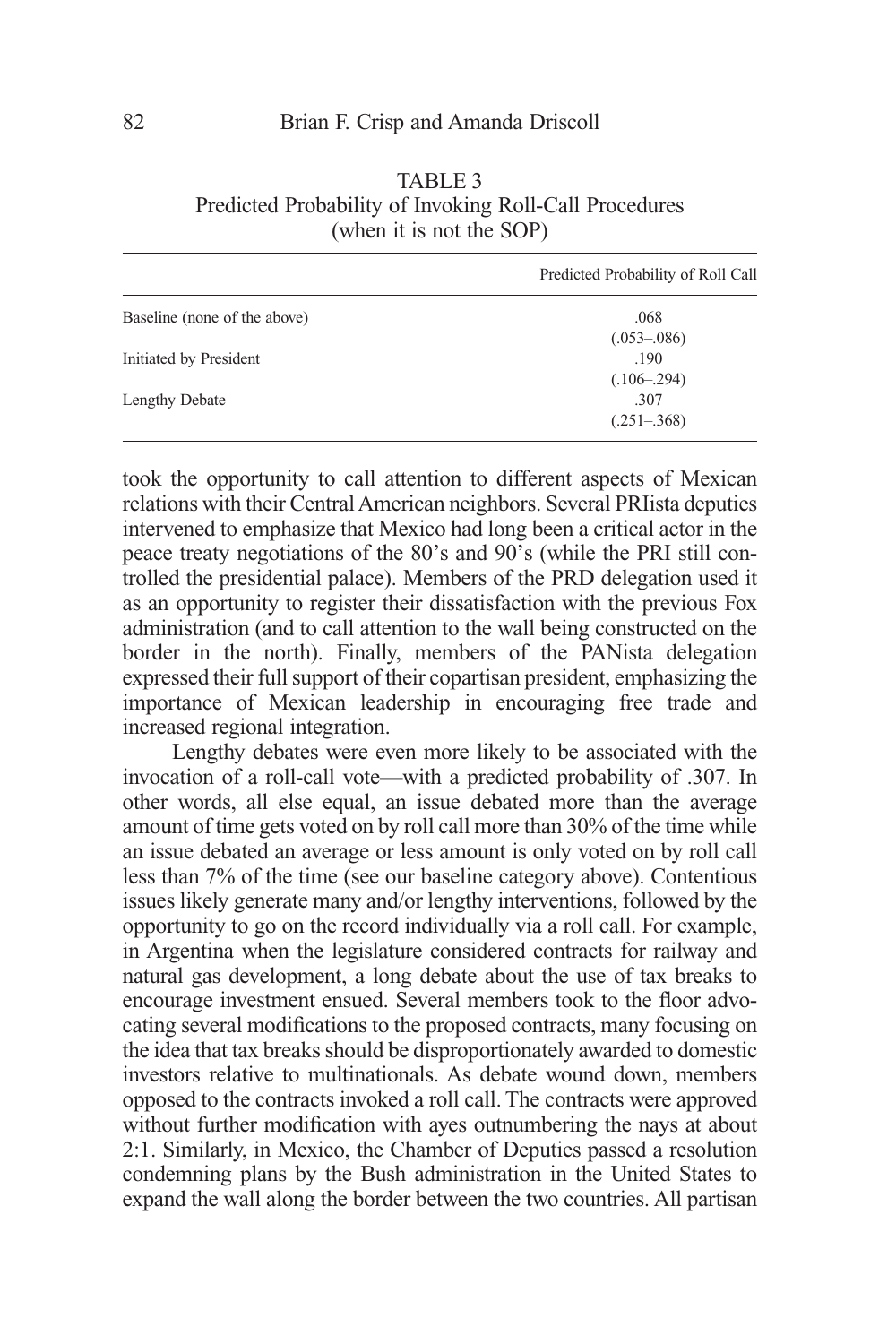TABLE 3
Predicted Probability of Invoking Roll-Call Procedures
(when it is not the SOP)

| | Predicted Probability of Roll Call |
|---|---|
| Baseline (none of the above) | .068<br>(.053–.086) |
| Initiated by President | .190<br>(.106–.294) |
| Lengthy Debate | .307<br>(.251–.368) |

took the opportunity to call attention to different aspects of Mexican relations with their Central American neighbors. Several PRIista deputies intervened to emphasize that Mexico had long been a critical actor in the peace treaty negotiations of the 80's and 90's (while the PRI still controlled the presidential palace). Members of the PRD delegation used it as an opportunity to register their dissatisfaction with the previous Fox administration (and to call attention to the wall being constructed on the border in the north). Finally, members of the PANista delegation expressed their full support of their copartisan president, emphasizing the importance of Mexican leadership in encouraging free trade and increased regional integration.

Lengthy debates were even more likely to be associated with the invocation of a roll-call vote—with a predicted probability of .307. In other words, all else equal, an issue debated more than the average amount of time gets voted on by roll call more than 30% of the time while an issue debated an average or less amount is only voted on by roll call less than 7% of the time (see our baseline category above). Contentious issues likely generate many and/or lengthy interventions, followed by the opportunity to go on the record individually via a roll call. For example, in Argentina when the legislature considered contracts for railway and natural gas development, a long debate about the use of tax breaks to encourage investment ensued. Several members took to the floor advocating several modifications to the proposed contracts, many focusing on the idea that tax breaks should be disproportionately awarded to domestic investors relative to multinationals. As debate wound down, members opposed to the contracts invoked a roll call. The contracts were approved without further modification with ayes outnumbering the nays at about 2:1. Similarly, in Mexico, the Chamber of Deputies passed a resolution condemning plans by the Bush administration in the United States to expand the wall along the border between the two countries. All partisan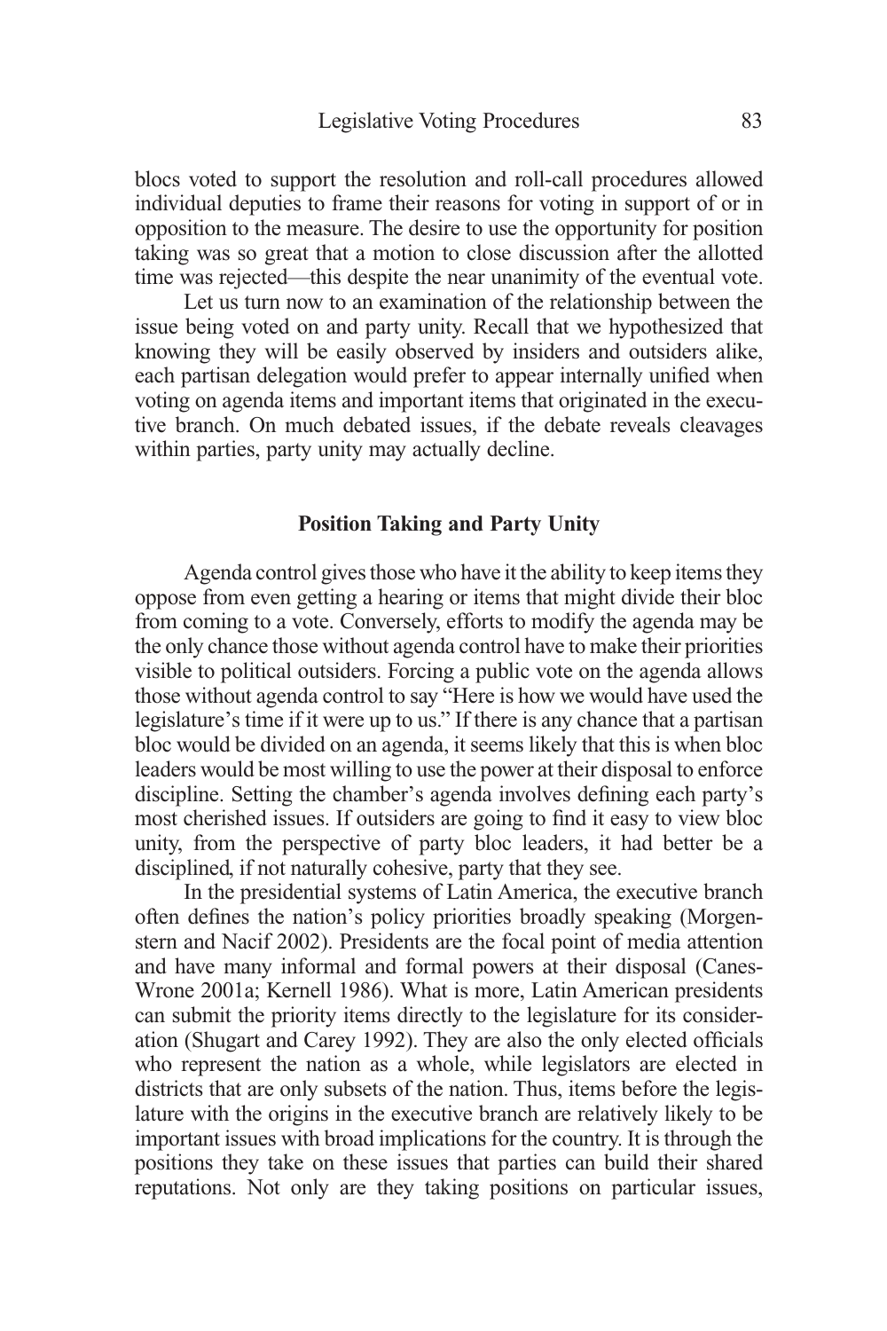blocs voted to support the resolution and roll-call procedures allowed individual deputies to frame their reasons for voting in support of or in opposition to the measure. The desire to use the opportunity for position taking was so great that a motion to close discussion after the allotted time was rejected—this despite the near unanimity of the eventual vote.

Let us turn now to an examination of the relationship between the issue being voted on and party unity. Recall that we hypothesized that knowing they will be easily observed by insiders and outsiders alike, each partisan delegation would prefer to appear internally unified when voting on agenda items and important items that originated in the executive branch. On much debated issues, if the debate reveals cleavages within parties, party unity may actually decline.

## Position Taking and Party Unity

Agenda control gives those who have it the ability to keep items they oppose from even getting a hearing or items that might divide their bloc from coming to a vote. Conversely, efforts to modify the agenda may be the only chance those without agenda control have to make their priorities visible to political outsiders. Forcing a public vote on the agenda allows those without agenda control to say "Here is how we would have used the legislature's time if it were up to us." If there is any chance that a partisan bloc would be divided on an agenda, it seems likely that this is when bloc leaders would be most willing to use the power at their disposal to enforce discipline. Setting the chamber's agenda involves defining each party's most cherished issues. If outsiders are going to find it easy to view bloc unity, from the perspective of party bloc leaders, it had better be a disciplined, if not naturally cohesive, party that they see.

In the presidential systems of Latin America, the executive branch often defines the nation's policy priorities broadly speaking (Morgenstern and Nacif 2002). Presidents are the focal point of media attention and have many informal and formal powers at their disposal (Canes-Wrone 2001a; Kernell 1986). What is more, Latin American presidents can submit the priority items directly to the legislature for its consideration (Shugart and Carey 1992). They are also the only elected officials who represent the nation as a whole, while legislators are elected in districts that are only subsets of the nation. Thus, items before the legislature with the origins in the executive branch are relatively likely to be important issues with broad implications for the country. It is through the positions they take on these issues that parties can build their shared reputations. Not only are they taking positions on particular issues,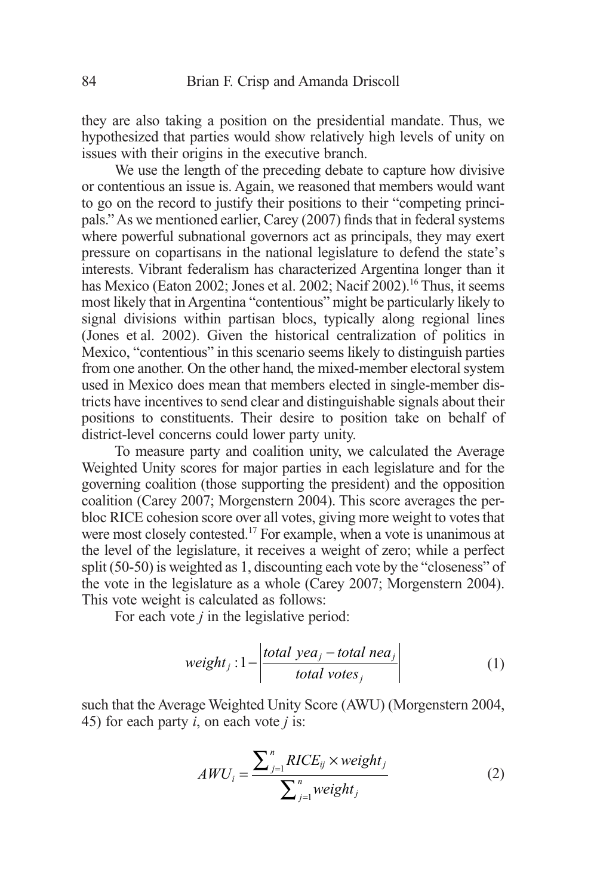they are also taking a position on the presidential mandate. Thus, we hypothesized that parties would show relatively high levels of unity on issues with their origins in the executive branch.

We use the length of the preceding debate to capture how divisive or contentious an issue is. Again, we reasoned that members would want to go on the record to justify their positions to their "competing principals." As we mentioned earlier, Carey (2007) finds that in federal systems where powerful subnational governors act as principals, they may exert pressure on copartisans in the national legislature to defend the state's interests. Vibrant federalism has characterized Argentina longer than it has Mexico (Eaton 2002; Jones et al. 2002; Nacif 2002).[16] Thus, it seems most likely that in Argentina "contentious" might be particularly likely to signal divisions within partisan blocs, typically along regional lines (Jones et al. 2002). Given the historical centralization of politics in Mexico, "contentious" in this scenario seems likely to distinguish parties from one another. On the other hand, the mixed-member electoral system used in Mexico does mean that members elected in single-member districts have incentives to send clear and distinguishable signals about their positions to constituents. Their desire to position take on behalf of district-level concerns could lower party unity.

To measure party and coalition unity, we calculated the Average Weighted Unity scores for major parties in each legislature and for the governing coalition (those supporting the president) and the opposition coalition (Carey 2007; Morgenstern 2004). This score averages the per-bloc RICE cohesion score over all votes, giving more weight to votes that were most closely contested.[17] For example, when a vote is unanimous at the level of the legislature, it receives a weight of zero; while a perfect split (50-50) is weighted as 1, discounting each vote by the "closeness" of the vote in the legislature as a whole (Carey 2007; Morgenstern 2004). This vote weight is calculated as follows:

For each vote $j$ in the legislative period:

$$weight_j : 1 - \left| \frac{total\ yea_j - total\ nea_j}{total\ votes_j} \right| \tag{1}$$

such that the Average Weighted Unity Score (AWU) (Morgenstern 2004, 45) for each party $i$, on each vote $j$ is:

$$AWU_i = \frac{\sum_{j=1}^{n} RICE_{ij} \times weight_j}{\sum_{j=1}^{n} weight_j} \tag{2}$$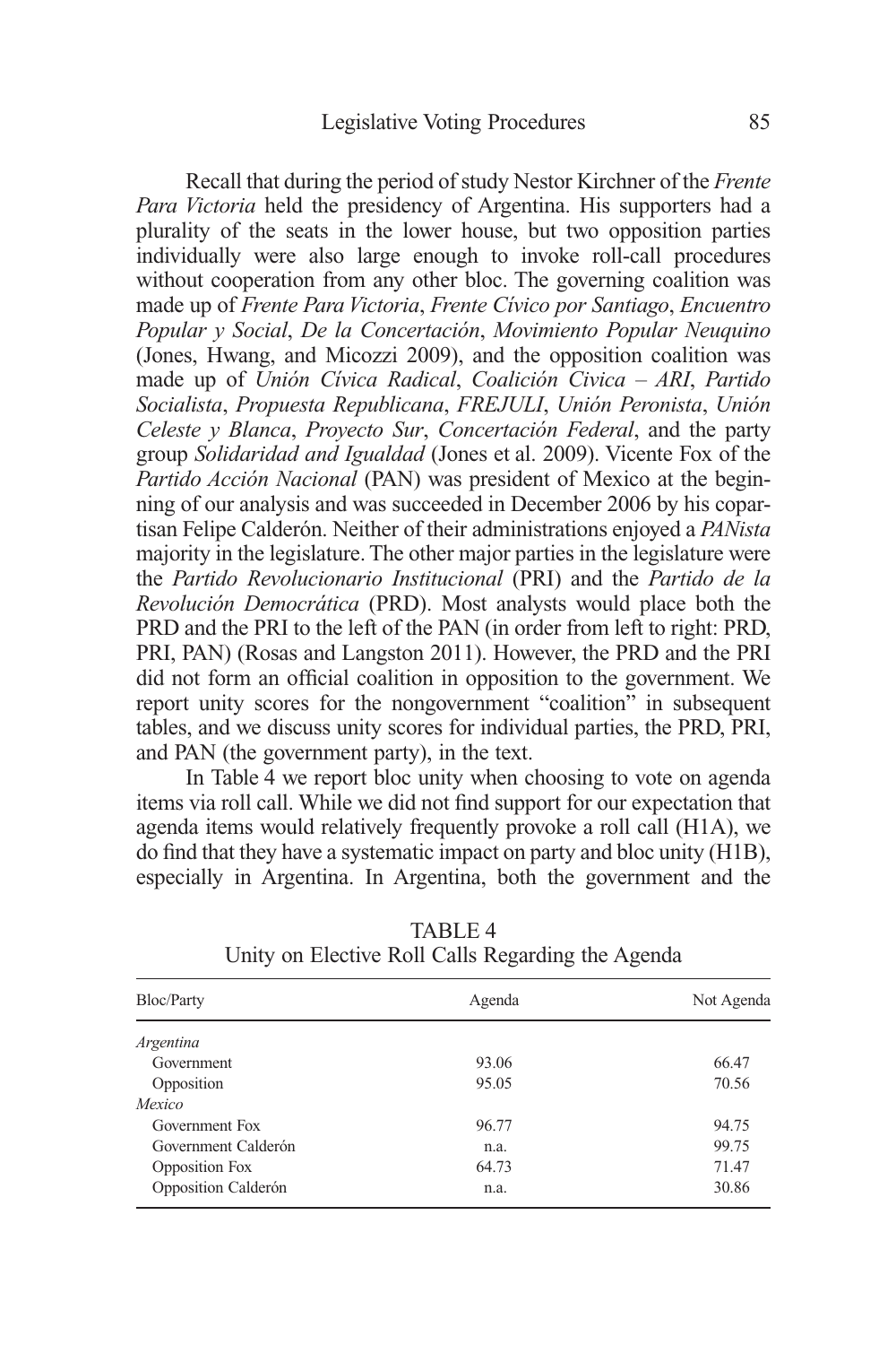Recall that during the period of study Nestor Kirchner of the *Frente Para Victoria* held the presidency of Argentina. His supporters had a plurality of the seats in the lower house, but two opposition parties individually were also large enough to invoke roll-call procedures without cooperation from any other bloc. The governing coalition was made up of *Frente Para Victoria*, *Frente Cívico por Santiago*, *Encuentro Popular y Social*, *De la Concertación*, *Movimiento Popular Neuquino* (Jones, Hwang, and Micozzi 2009), and the opposition coalition was made up of *Unión Cívica Radical*, *Coalición Civica – ARI*, *Partido Socialista*, *Propuesta Republicana*, *FREJULI*, *Unión Peronista*, *Unión Celeste y Blanca*, *Proyecto Sur*, *Concertación Federal*, and the party group *Solidaridad and Igualdad* (Jones et al. 2009). Vicente Fox of the *Partido Acción Nacional* (PAN) was president of Mexico at the beginning of our analysis and was succeeded in December 2006 by his copartisan Felipe Calderón. Neither of their administrations enjoyed a *PANista* majority in the legislature. The other major parties in the legislature were the *Partido Revolucionario Institucional* (PRI) and the *Partido de la Revolución Democrática* (PRD). Most analysts would place both the PRD and the PRI to the left of the PAN (in order from left to right: PRD, PRI, PAN) (Rosas and Langston 2011). However, the PRD and the PRI did not form an official coalition in opposition to the government. We report unity scores for the nongovernment "coalition" in subsequent tables, and we discuss unity scores for individual parties, the PRD, PRI, and PAN (the government party), in the text.

In Table 4 we report bloc unity when choosing to vote on agenda items via roll call. While we did not find support for our expectation that agenda items would relatively frequently provoke a roll call (H1A), we do find that they have a systematic impact on party and bloc unity (H1B), especially in Argentina. In Argentina, both the government and the

TABLE 4
Unity on Elective Roll Calls Regarding the Agenda

| Bloc/Party | Agenda | Not Agenda |
|---|---|---|
| *Argentina* | | |
| Government | 93.06 | 66.47 |
| Opposition | 95.05 | 70.56 |
| *Mexico* | | |
| Government Fox | 96.77 | 94.75 |
| Government Calderón | n.a. | 99.75 |
| Opposition Fox | 64.73 | 71.47 |
| Opposition Calderón | n.a. | 30.86 |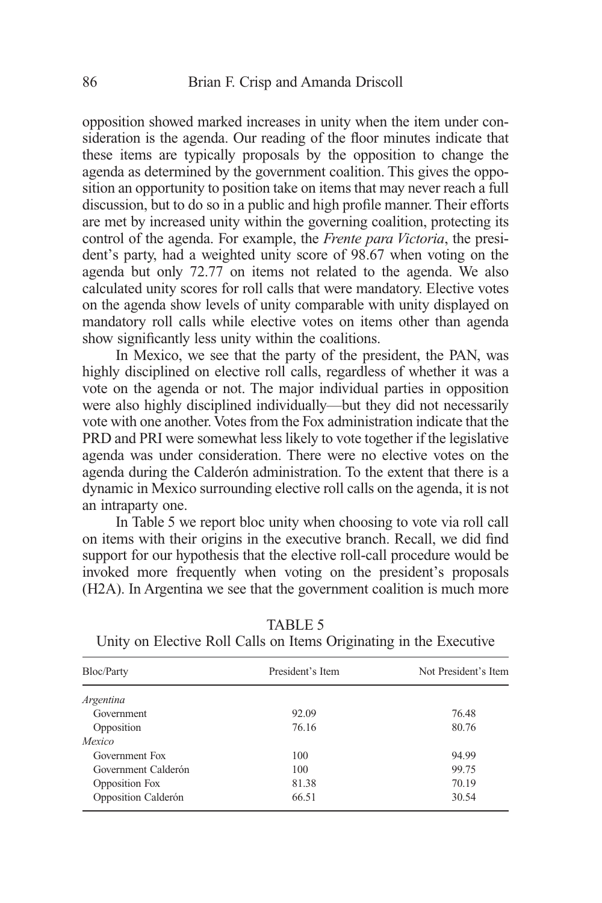opposition showed marked increases in unity when the item under consideration is the agenda. Our reading of the floor minutes indicate that these items are typically proposals by the opposition to change the agenda as determined by the government coalition. This gives the opposition an opportunity to position take on items that may never reach a full discussion, but to do so in a public and high profile manner. Their efforts are met by increased unity within the governing coalition, protecting its control of the agenda. For example, the *Frente para Victoria*, the president's party, had a weighted unity score of 98.67 when voting on the agenda but only 72.77 on items not related to the agenda. We also calculated unity scores for roll calls that were mandatory. Elective votes on the agenda show levels of unity comparable with unity displayed on mandatory roll calls while elective votes on items other than agenda show significantly less unity within the coalitions.

In Mexico, we see that the party of the president, the PAN, was highly disciplined on elective roll calls, regardless of whether it was a vote on the agenda or not. The major individual parties in opposition were also highly disciplined individually—but they did not necessarily vote with one another. Votes from the Fox administration indicate that the PRD and PRI were somewhat less likely to vote together if the legislative agenda was under consideration. There were no elective votes on the agenda during the Calderón administration. To the extent that there is a dynamic in Mexico surrounding elective roll calls on the agenda, it is not an intraparty one.

In Table 5 we report bloc unity when choosing to vote via roll call on items with their origins in the executive branch. Recall, we did find support for our hypothesis that the elective roll-call procedure would be invoked more frequently when voting on the president's proposals (H2A). In Argentina we see that the government coalition is much more

TABLE 5
Unity on Elective Roll Calls on Items Originating in the Executive

| Bloc/Party | President's Item | Not President's Item |
|---|---|---|
| *Argentina* | | |
| Government | 92.09 | 76.48 |
| Opposition | 76.16 | 80.76 |
| *Mexico* | | |
| Government Fox | 100 | 94.99 |
| Government Calderón | 100 | 99.75 |
| Opposition Fox | 81.38 | 70.19 |
| Opposition Calderón | 66.51 | 30.54 |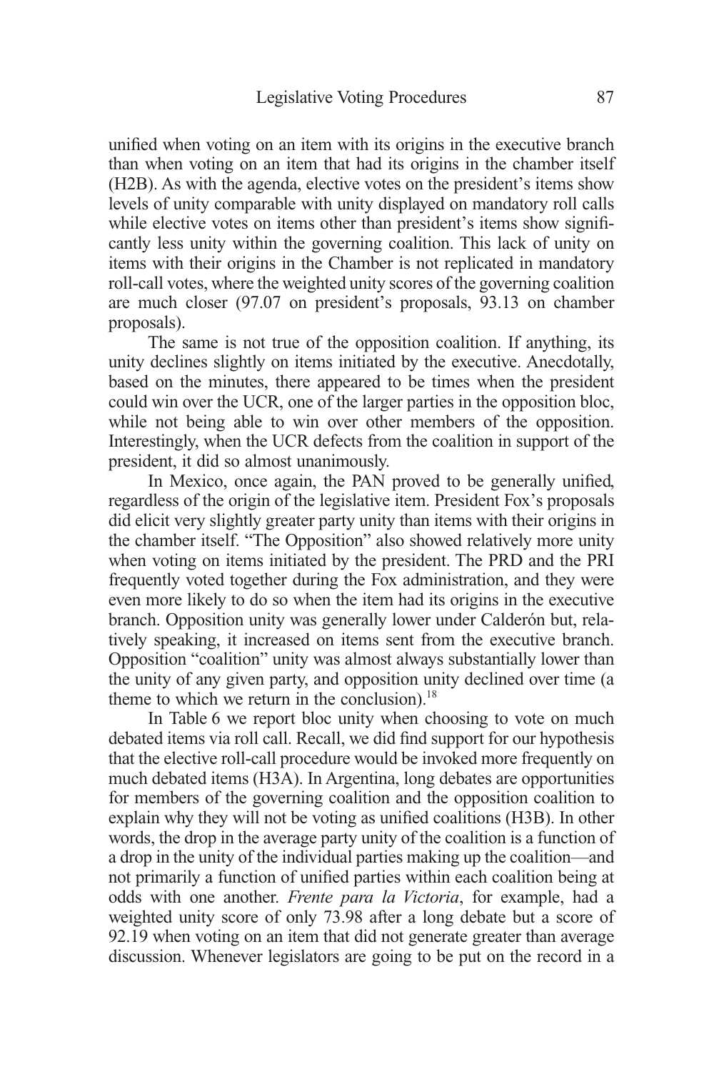unified when voting on an item with its origins in the executive branch than when voting on an item that had its origins in the chamber itself (H2B). As with the agenda, elective votes on the president's items show levels of unity comparable with unity displayed on mandatory roll calls while elective votes on items other than president's items show significantly less unity within the governing coalition. This lack of unity on items with their origins in the Chamber is not replicated in mandatory roll-call votes, where the weighted unity scores of the governing coalition are much closer (97.07 on president's proposals, 93.13 on chamber proposals).

The same is not true of the opposition coalition. If anything, its unity declines slightly on items initiated by the executive. Anecdotally, based on the minutes, there appeared to be times when the president could win over the UCR, one of the larger parties in the opposition bloc, while not being able to win over other members of the opposition. Interestingly, when the UCR defects from the coalition in support of the president, it did so almost unanimously.

In Mexico, once again, the PAN proved to be generally unified, regardless of the origin of the legislative item. President Fox's proposals did elicit very slightly greater party unity than items with their origins in the chamber itself. "The Opposition" also showed relatively more unity when voting on items initiated by the president. The PRD and the PRI frequently voted together during the Fox administration, and they were even more likely to do so when the item had its origins in the executive branch. Opposition unity was generally lower under Calderón but, relatively speaking, it increased on items sent from the executive branch. Opposition "coalition" unity was almost always substantially lower than the unity of any given party, and opposition unity declined over time (a theme to which we return in the conclusion).[18]

In Table 6 we report bloc unity when choosing to vote on much debated items via roll call. Recall, we did find support for our hypothesis that the elective roll-call procedure would be invoked more frequently on much debated items (H3A). In Argentina, long debates are opportunities for members of the governing coalition and the opposition coalition to explain why they will not be voting as unified coalitions (H3B). In other words, the drop in the average party unity of the coalition is a function of a drop in the unity of the individual parties making up the coalition—and not primarily a function of unified parties within each coalition being at odds with one another. *Frente para la Victoria*, for example, had a weighted unity score of only 73.98 after a long debate but a score of 92.19 when voting on an item that did not generate greater than average discussion. Whenever legislators are going to be put on the record in a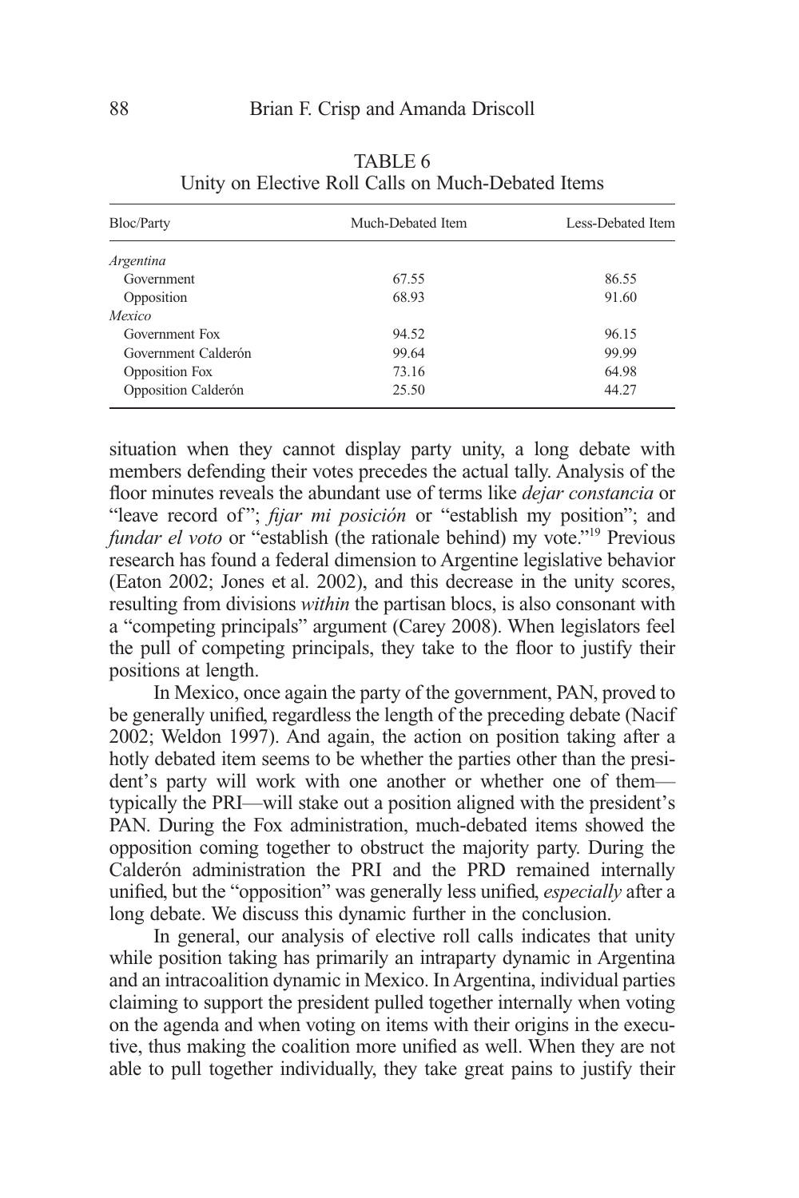TABLE 6
Unity on Elective Roll Calls on Much-Debated Items

| Bloc/Party | Much-Debated Item | Less-Debated Item |
|---|---|---|
| *Argentina* | | |
| Government | 67.55 | 86.55 |
| Opposition | 68.93 | 91.60 |
| *Mexico* | | |
| Government Fox | 94.52 | 96.15 |
| Government Calderón | 99.64 | 99.99 |
| Opposition Fox | 73.16 | 64.98 |
| Opposition Calderón | 25.50 | 44.27 |

situation when they cannot display party unity, a long debate with members defending their votes precedes the actual tally. Analysis of the floor minutes reveals the abundant use of terms like *dejar constancia* or "leave record of"; *fijar mi posición* or "establish my position"; and *fundar el voto* or "establish (the rationale behind) my vote."[19] Previous research has found a federal dimension to Argentine legislative behavior (Eaton 2002; Jones et al. 2002), and this decrease in the unity scores, resulting from divisions *within* the partisan blocs, is also consonant with a "competing principals" argument (Carey 2008). When legislators feel the pull of competing principals, they take to the floor to justify their positions at length.

In Mexico, once again the party of the government, PAN, proved to be generally unified, regardless the length of the preceding debate (Nacif 2002; Weldon 1997). And again, the action on position taking after a hotly debated item seems to be whether the parties other than the president's party will work with one another or whether one of them—typically the PRI—will stake out a position aligned with the president's PAN. During the Fox administration, much-debated items showed the opposition coming together to obstruct the majority party. During the Calderón administration the PRI and the PRD remained internally unified, but the "opposition" was generally less unified, *especially* after a long debate. We discuss this dynamic further in the conclusion.

In general, our analysis of elective roll calls indicates that unity while position taking has primarily an intraparty dynamic in Argentina and an intracoalition dynamic in Mexico. In Argentina, individual parties claiming to support the president pulled together internally when voting on the agenda and when voting on items with their origins in the executive, thus making the coalition more unified as well. When they are not able to pull together individually, they take great pains to justify their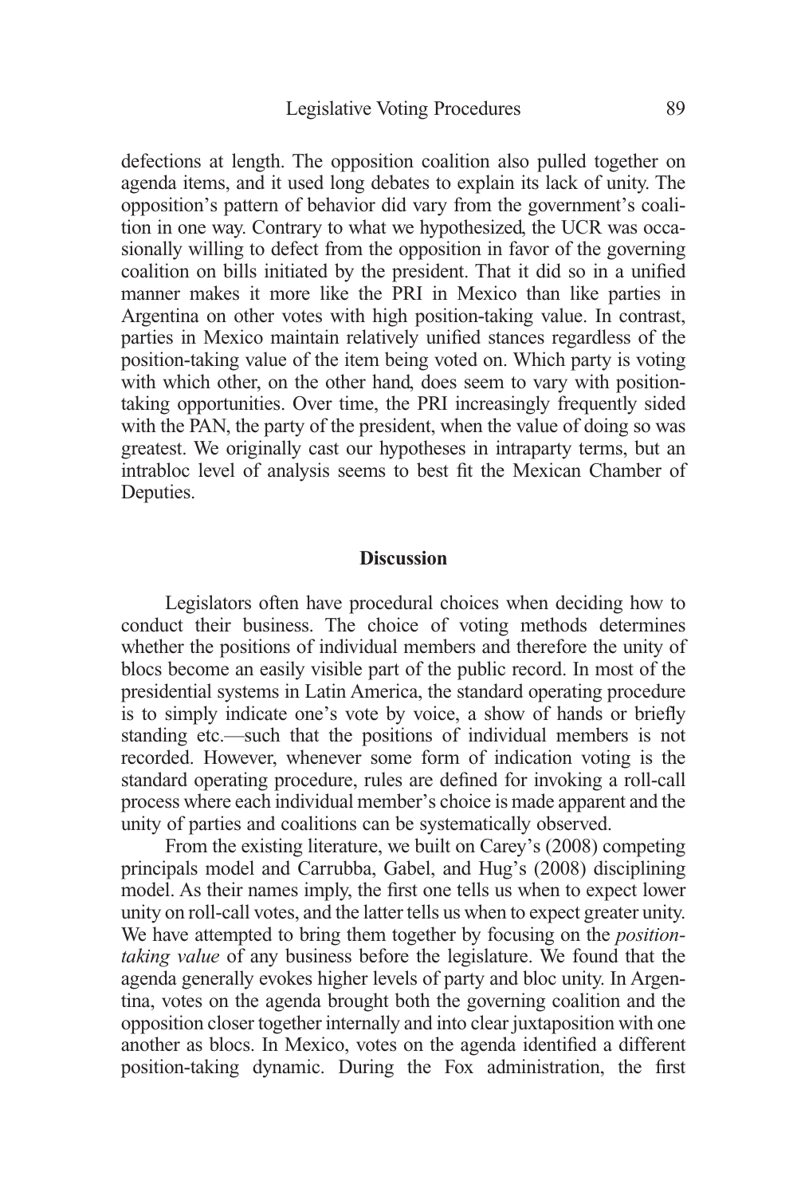defections at length. The opposition coalition also pulled together on agenda items, and it used long debates to explain its lack of unity. The opposition's pattern of behavior did vary from the government's coalition in one way. Contrary to what we hypothesized, the UCR was occasionally willing to defect from the opposition in favor of the governing coalition on bills initiated by the president. That it did so in a unified manner makes it more like the PRI in Mexico than like parties in Argentina on other votes with high position-taking value. In contrast, parties in Mexico maintain relatively unified stances regardless of the position-taking value of the item being voted on. Which party is voting with which other, on the other hand, does seem to vary with position-taking opportunities. Over time, the PRI increasingly frequently sided with the PAN, the party of the president, when the value of doing so was greatest. We originally cast our hypotheses in intraparty terms, but an intrabloc level of analysis seems to best fit the Mexican Chamber of Deputies.

## Discussion

Legislators often have procedural choices when deciding how to conduct their business. The choice of voting methods determines whether the positions of individual members and therefore the unity of blocs become an easily visible part of the public record. In most of the presidential systems in Latin America, the standard operating procedure is to simply indicate one's vote by voice, a show of hands or briefly standing etc.—such that the positions of individual members is not recorded. However, whenever some form of indication voting is the standard operating procedure, rules are defined for invoking a roll-call process where each individual member's choice is made apparent and the unity of parties and coalitions can be systematically observed.

From the existing literature, we built on Carey's (2008) competing principals model and Carrubba, Gabel, and Hug's (2008) disciplining model. As their names imply, the first one tells us when to expect lower unity on roll-call votes, and the latter tells us when to expect greater unity. We have attempted to bring them together by focusing on the *position-taking value* of any business before the legislature. We found that the agenda generally evokes higher levels of party and bloc unity. In Argentina, votes on the agenda brought both the governing coalition and the opposition closer together internally and into clear juxtaposition with one another as blocs. In Mexico, votes on the agenda identified a different position-taking dynamic. During the Fox administration, the first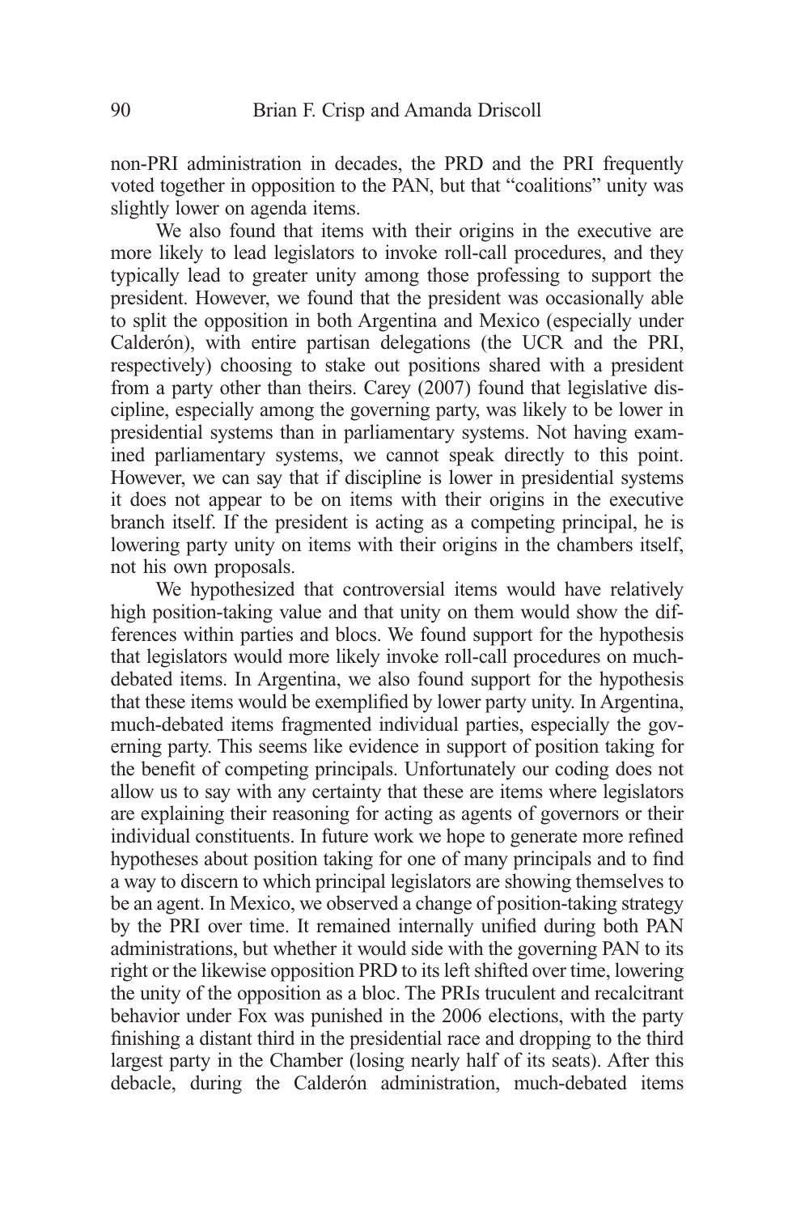non-PRI administration in decades, the PRD and the PRI frequently voted together in opposition to the PAN, but that "coalitions" unity was slightly lower on agenda items.

We also found that items with their origins in the executive are more likely to lead legislators to invoke roll-call procedures, and they typically lead to greater unity among those professing to support the president. However, we found that the president was occasionally able to split the opposition in both Argentina and Mexico (especially under Calderón), with entire partisan delegations (the UCR and the PRI, respectively) choosing to stake out positions shared with a president from a party other than theirs. Carey (2007) found that legislative discipline, especially among the governing party, was likely to be lower in presidential systems than in parliamentary systems. Not having examined parliamentary systems, we cannot speak directly to this point. However, we can say that if discipline is lower in presidential systems it does not appear to be on items with their origins in the executive branch itself. If the president is acting as a competing principal, he is lowering party unity on items with their origins in the chambers itself, not his own proposals.

We hypothesized that controversial items would have relatively high position-taking value and that unity on them would show the differences within parties and blocs. We found support for the hypothesis that legislators would more likely invoke roll-call procedures on much-debated items. In Argentina, we also found support for the hypothesis that these items would be exemplified by lower party unity. In Argentina, much-debated items fragmented individual parties, especially the governing party. This seems like evidence in support of position taking for the benefit of competing principals. Unfortunately our coding does not allow us to say with any certainty that these are items where legislators are explaining their reasoning for acting as agents of governors or their individual constituents. In future work we hope to generate more refined hypotheses about position taking for one of many principals and to find a way to discern to which principal legislators are showing themselves to be an agent. In Mexico, we observed a change of position-taking strategy by the PRI over time. It remained internally unified during both PAN administrations, but whether it would side with the governing PAN to its right or the likewise opposition PRD to its left shifted over time, lowering the unity of the opposition as a bloc. The PRIs truculent and recalcitrant behavior under Fox was punished in the 2006 elections, with the party finishing a distant third in the presidential race and dropping to the third largest party in the Chamber (losing nearly half of its seats). After this debacle, during the Calderón administration, much-debated items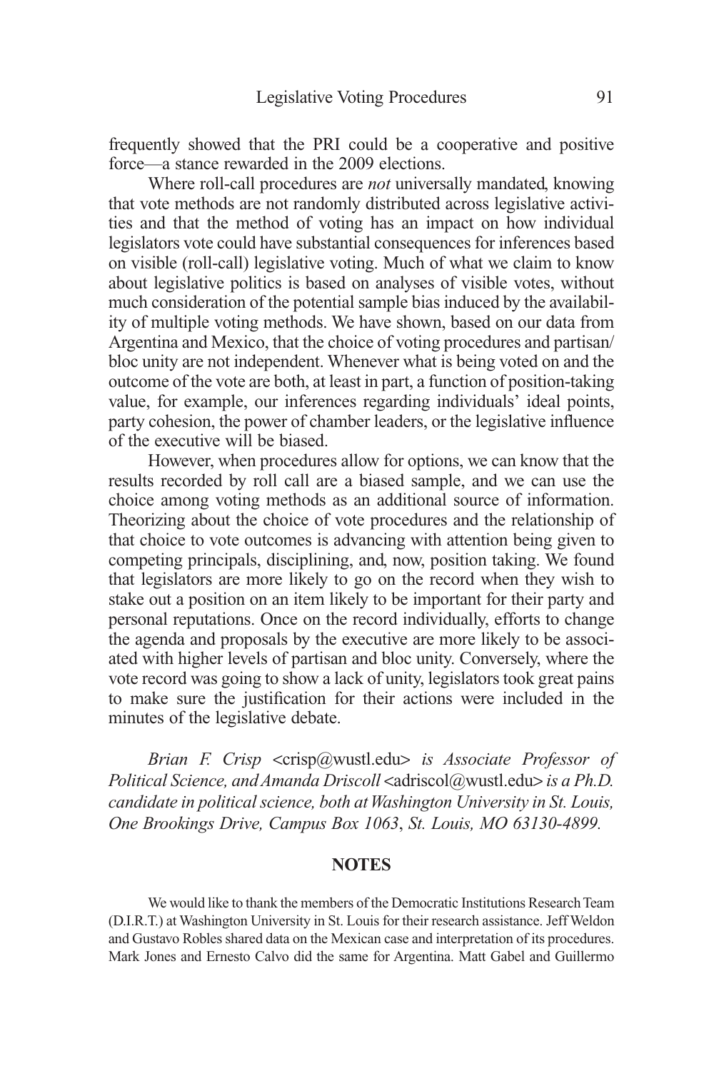frequently showed that the PRI could be a cooperative and positive force—a stance rewarded in the 2009 elections.

Where roll-call procedures are *not* universally mandated, knowing that vote methods are not randomly distributed across legislative activities and that the method of voting has an impact on how individual legislators vote could have substantial consequences for inferences based on visible (roll-call) legislative voting. Much of what we claim to know about legislative politics is based on analyses of visible votes, without much consideration of the potential sample bias induced by the availability of multiple voting methods. We have shown, based on our data from Argentina and Mexico, that the choice of voting procedures and partisan/bloc unity are not independent. Whenever what is being voted on and the outcome of the vote are both, at least in part, a function of position-taking value, for example, our inferences regarding individuals' ideal points, party cohesion, the power of chamber leaders, or the legislative influence of the executive will be biased.

However, when procedures allow for options, we can know that the results recorded by roll call are a biased sample, and we can use the choice among voting methods as an additional source of information. Theorizing about the choice of vote procedures and the relationship of that choice to vote outcomes is advancing with attention being given to competing principals, disciplining, and, now, position taking. We found that legislators are more likely to go on the record when they wish to stake out a position on an item likely to be important for their party and personal reputations. Once on the record individually, efforts to change the agenda and proposals by the executive are more likely to be associated with higher levels of partisan and bloc unity. Conversely, where the vote record was going to show a lack of unity, legislators took great pains to make sure the justification for their actions were included in the minutes of the legislative debate.

*Brian F. Crisp* <crisp@wustl.edu> *is Associate Professor of Political Science, and Amanda Driscoll* <adriscol@wustl.edu> *is a Ph.D. candidate in political science, both at Washington University in St. Louis, One Brookings Drive, Campus Box 1063, St. Louis, MO 63130-4899.*

## NOTES

We would like to thank the members of the Democratic Institutions Research Team (D.I.R.T.) at Washington University in St. Louis for their research assistance. Jeff Weldon and Gustavo Robles shared data on the Mexican case and interpretation of its procedures. Mark Jones and Ernesto Calvo did the same for Argentina. Matt Gabel and Guillermo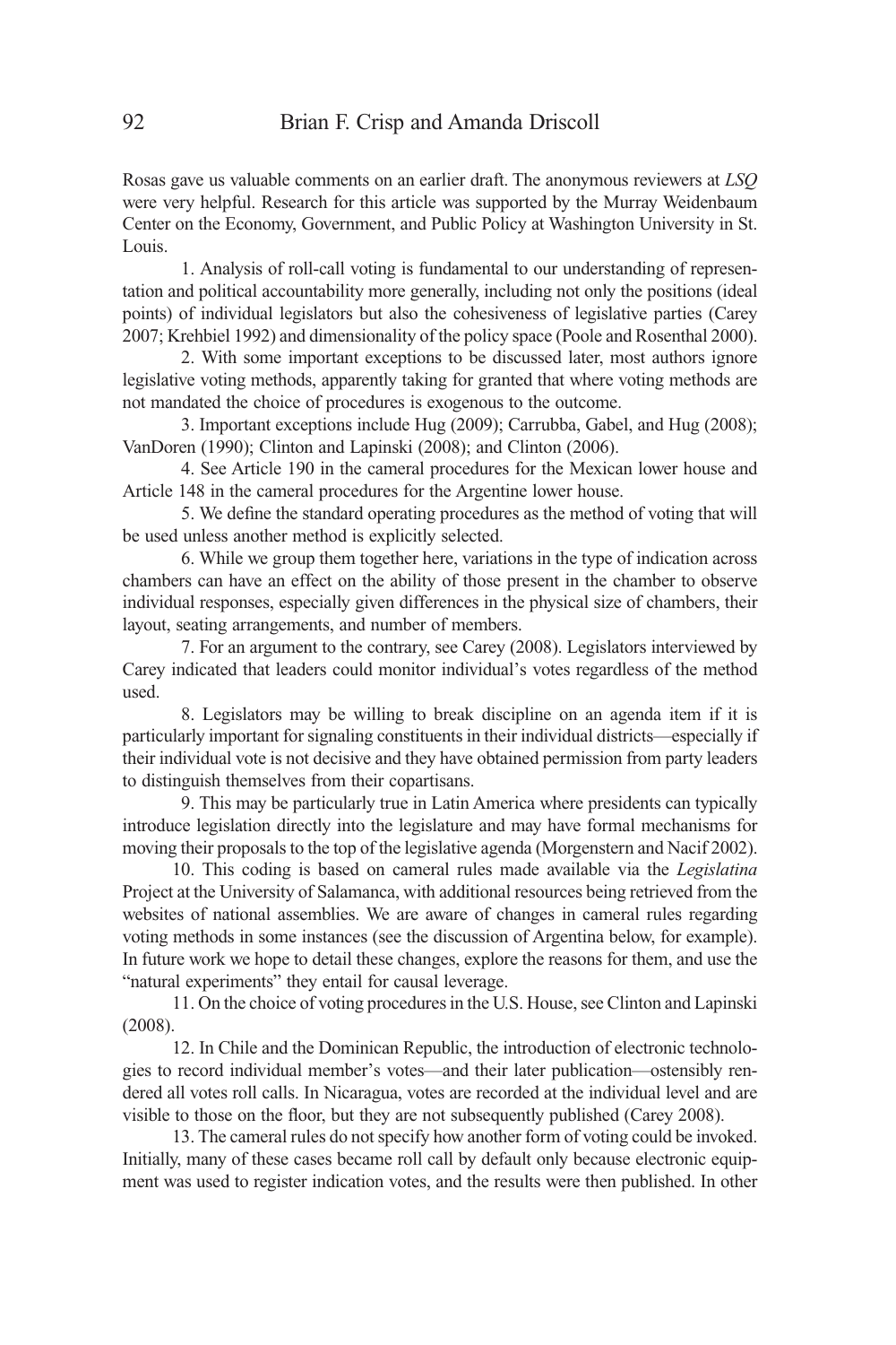Rosas gave us valuable comments on an earlier draft. The anonymous reviewers at *LSQ* were very helpful. Research for this article was supported by the Murray Weidenbaum Center on the Economy, Government, and Public Policy at Washington University in St. Louis.

1. Analysis of roll-call voting is fundamental to our understanding of representation and political accountability more generally, including not only the positions (ideal points) of individual legislators but also the cohesiveness of legislative parties (Carey 2007; Krehbiel 1992) and dimensionality of the policy space (Poole and Rosenthal 2000).

2. With some important exceptions to be discussed later, most authors ignore legislative voting methods, apparently taking for granted that where voting methods are not mandated the choice of procedures is exogenous to the outcome.

3. Important exceptions include Hug (2009); Carrubba, Gabel, and Hug (2008); VanDoren (1990); Clinton and Lapinski (2008); and Clinton (2006).

4. See Article 190 in the cameral procedures for the Mexican lower house and Article 148 in the cameral procedures for the Argentine lower house.

5. We define the standard operating procedures as the method of voting that will be used unless another method is explicitly selected.

6. While we group them together here, variations in the type of indication across chambers can have an effect on the ability of those present in the chamber to observe individual responses, especially given differences in the physical size of chambers, their layout, seating arrangements, and number of members.

7. For an argument to the contrary, see Carey (2008). Legislators interviewed by Carey indicated that leaders could monitor individual's votes regardless of the method used.

8. Legislators may be willing to break discipline on an agenda item if it is particularly important for signaling constituents in their individual districts—especially if their individual vote is not decisive and they have obtained permission from party leaders to distinguish themselves from their copartisans.

9. This may be particularly true in Latin America where presidents can typically introduce legislation directly into the legislature and may have formal mechanisms for moving their proposals to the top of the legislative agenda (Morgenstern and Nacif 2002).

10. This coding is based on cameral rules made available via the *Legislatina* Project at the University of Salamanca, with additional resources being retrieved from the websites of national assemblies. We are aware of changes in cameral rules regarding voting methods in some instances (see the discussion of Argentina below, for example). In future work we hope to detail these changes, explore the reasons for them, and use the "natural experiments" they entail for causal leverage.

11. On the choice of voting procedures in the U.S. House, see Clinton and Lapinski (2008).

12. In Chile and the Dominican Republic, the introduction of electronic technologies to record individual member's votes—and their later publication—ostensibly rendered all votes roll calls. In Nicaragua, votes are recorded at the individual level and are visible to those on the floor, but they are not subsequently published (Carey 2008).

13. The cameral rules do not specify how another form of voting could be invoked. Initially, many of these cases became roll call by default only because electronic equipment was used to register indication votes, and the results were then published. In other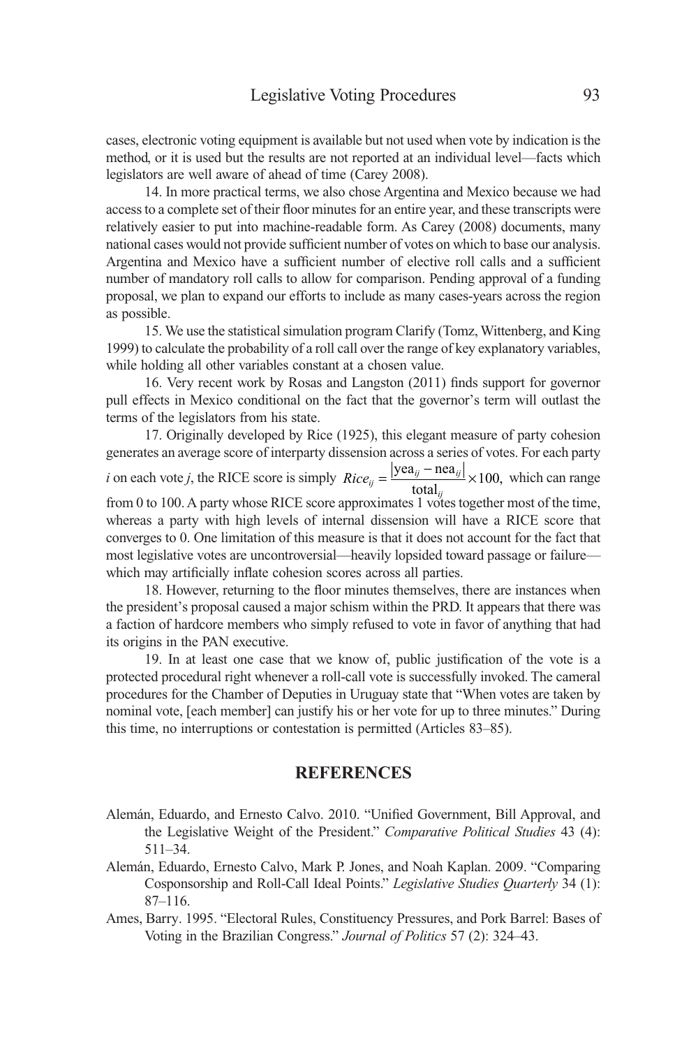cases, electronic voting equipment is available but not used when vote by indication is the method, or it is used but the results are not reported at an individual level—facts which legislators are well aware of ahead of time (Carey 2008).

14. In more practical terms, we also chose Argentina and Mexico because we had access to a complete set of their floor minutes for an entire year, and these transcripts were relatively easier to put into machine-readable form. As Carey (2008) documents, many national cases would not provide sufficient number of votes on which to base our analysis. Argentina and Mexico have a sufficient number of elective roll calls and a sufficient number of mandatory roll calls to allow for comparison. Pending approval of a funding proposal, we plan to expand our efforts to include as many cases-years across the region as possible.

15. We use the statistical simulation program Clarify (Tomz, Wittenberg, and King 1999) to calculate the probability of a roll call over the range of key explanatory variables, while holding all other variables constant at a chosen value.

16. Very recent work by Rosas and Langston (2011) finds support for governor pull effects in Mexico conditional on the fact that the governor's term will outlast the terms of the legislators from his state.

17. Originally developed by Rice (1925), this elegant measure of party cohesion generates an average score of interparty dissension across a series of votes. For each party $i$ on each vote $j$, the RICE score is simply $Rice_{ij} = \frac{|\text{yea}_{ij} - \text{nea}_{ij}|}{\text{total}_{ij}} \times 100,$ which can range from 0 to 100. A party whose RICE score approximates 1 votes together most of the time, whereas a party with high levels of internal dissension will have a RICE score that converges to 0. One limitation of this measure is that it does not account for the fact that most legislative votes are uncontroversial—heavily lopsided toward passage or failure—which may artificially inflate cohesion scores across all parties.

18. However, returning to the floor minutes themselves, there are instances when the president's proposal caused a major schism within the PRD. It appears that there was a faction of hardcore members who simply refused to vote in favor of anything that had its origins in the PAN executive.

19. In at least one case that we know of, public justification of the vote is a protected procedural right whenever a roll-call vote is successfully invoked. The cameral procedures for the Chamber of Deputies in Uruguay state that "When votes are taken by nominal vote, [each member] can justify his or her vote for up to three minutes." During this time, no interruptions or contestation is permitted (Articles 83–85).

## REFERENCES

Alemán, Eduardo, and Ernesto Calvo. 2010. "Unified Government, Bill Approval, and the Legislative Weight of the President." *Comparative Political Studies* 43 (4): 511–34.

Alemán, Eduardo, Ernesto Calvo, Mark P. Jones, and Noah Kaplan. 2009. "Comparing Cosponsorship and Roll-Call Ideal Points." *Legislative Studies Quarterly* 34 (1): 87–116.

Ames, Barry. 1995. "Electoral Rules, Constituency Pressures, and Pork Barrel: Bases of Voting in the Brazilian Congress." *Journal of Politics* 57 (2): 324–43.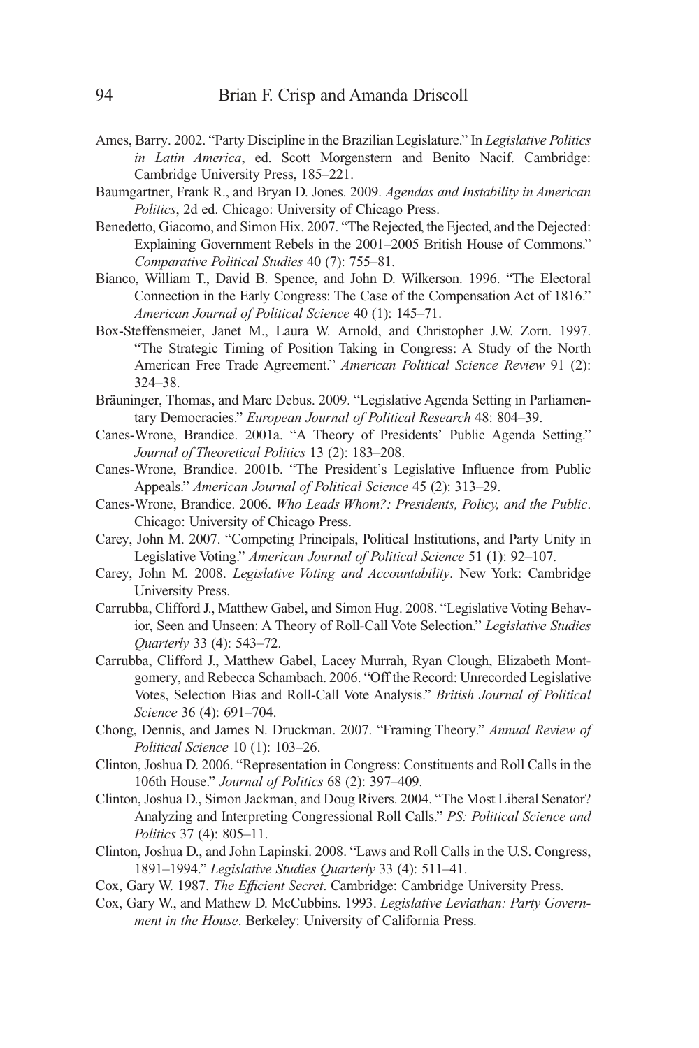Ames, Barry. 2002. "Party Discipline in the Brazilian Legislature." In *Legislative Politics in Latin America*, ed. Scott Morgenstern and Benito Nacif. Cambridge: Cambridge University Press, 185–221.

Baumgartner, Frank R., and Bryan D. Jones. 2009. *Agendas and Instability in American Politics*, 2d ed. Chicago: University of Chicago Press.

Benedetto, Giacomo, and Simon Hix. 2007. "The Rejected, the Ejected, and the Dejected: Explaining Government Rebels in the 2001–2005 British House of Commons." *Comparative Political Studies* 40 (7): 755–81.

Bianco, William T., David B. Spence, and John D. Wilkerson. 1996. "The Electoral Connection in the Early Congress: The Case of the Compensation Act of 1816." *American Journal of Political Science* 40 (1): 145–71.

Box-Steffensmeier, Janet M., Laura W. Arnold, and Christopher J.W. Zorn. 1997. "The Strategic Timing of Position Taking in Congress: A Study of the North American Free Trade Agreement." *American Political Science Review* 91 (2): 324–38.

Bräuninger, Thomas, and Marc Debus. 2009. "Legislative Agenda Setting in Parliamentary Democracies." *European Journal of Political Research* 48: 804–39.

Canes-Wrone, Brandice. 2001a. "A Theory of Presidents' Public Agenda Setting." *Journal of Theoretical Politics* 13 (2): 183–208.

Canes-Wrone, Brandice. 2001b. "The President's Legislative Influence from Public Appeals." *American Journal of Political Science* 45 (2): 313–29.

Canes-Wrone, Brandice. 2006. *Who Leads Whom?: Presidents, Policy, and the Public*. Chicago: University of Chicago Press.

Carey, John M. 2007. "Competing Principals, Political Institutions, and Party Unity in Legislative Voting." *American Journal of Political Science* 51 (1): 92–107.

Carey, John M. 2008. *Legislative Voting and Accountability*. New York: Cambridge University Press.

Carrubba, Clifford J., Matthew Gabel, and Simon Hug. 2008. "Legislative Voting Behavior, Seen and Unseen: A Theory of Roll-Call Vote Selection." *Legislative Studies Quarterly* 33 (4): 543–72.

Carrubba, Clifford J., Matthew Gabel, Lacey Murrah, Ryan Clough, Elizabeth Montgomery, and Rebecca Schambach. 2006. "Off the Record: Unrecorded Legislative Votes, Selection Bias and Roll-Call Vote Analysis." *British Journal of Political Science* 36 (4): 691–704.

Chong, Dennis, and James N. Druckman. 2007. "Framing Theory." *Annual Review of Political Science* 10 (1): 103–26.

Clinton, Joshua D. 2006. "Representation in Congress: Constituents and Roll Calls in the 106th House." *Journal of Politics* 68 (2): 397–409.

Clinton, Joshua D., Simon Jackman, and Doug Rivers. 2004. "The Most Liberal Senator? Analyzing and Interpreting Congressional Roll Calls." *PS: Political Science and Politics* 37 (4): 805–11.

Clinton, Joshua D., and John Lapinski. 2008. "Laws and Roll Calls in the U.S. Congress, 1891–1994." *Legislative Studies Quarterly* 33 (4): 511–41.

Cox, Gary W. 1987. *The Efficient Secret*. Cambridge: Cambridge University Press.

Cox, Gary W., and Mathew D. McCubbins. 1993. *Legislative Leviathan: Party Government in the House*. Berkeley: University of California Press.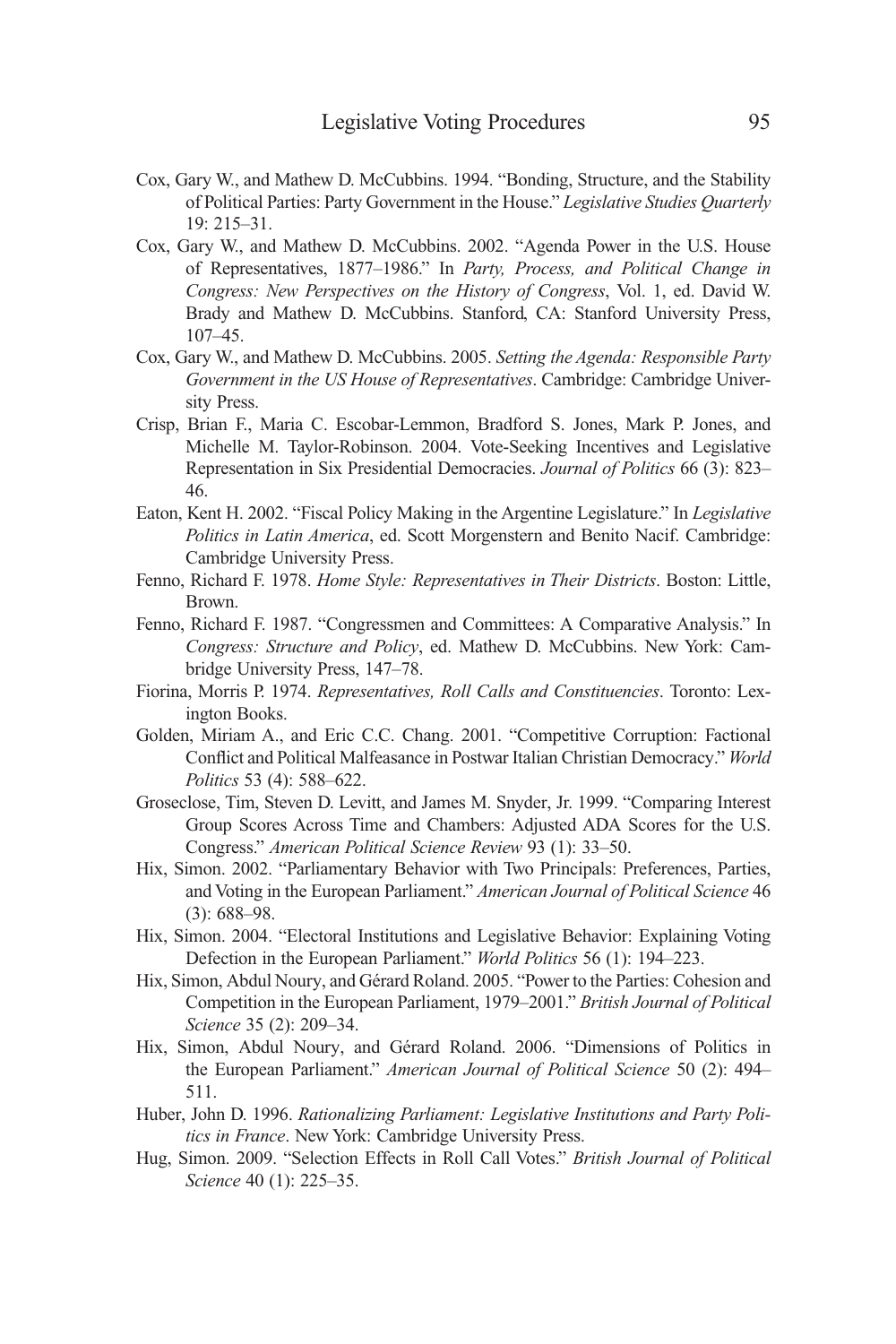Cox, Gary W., and Mathew D. McCubbins. 1994. "Bonding, Structure, and the Stability of Political Parties: Party Government in the House." *Legislative Studies Quarterly* 19: 215–31.

Cox, Gary W., and Mathew D. McCubbins. 2002. "Agenda Power in the U.S. House of Representatives, 1877–1986." In *Party, Process, and Political Change in Congress: New Perspectives on the History of Congress*, Vol. 1, ed. David W. Brady and Mathew D. McCubbins. Stanford, CA: Stanford University Press, 107–45.

Cox, Gary W., and Mathew D. McCubbins. 2005. *Setting the Agenda: Responsible Party Government in the US House of Representatives*. Cambridge: Cambridge University Press.

Crisp, Brian F., Maria C. Escobar-Lemmon, Bradford S. Jones, Mark P. Jones, and Michelle M. Taylor-Robinson. 2004. Vote-Seeking Incentives and Legislative Representation in Six Presidential Democracies. *Journal of Politics* 66 (3): 823–46.

Eaton, Kent H. 2002. "Fiscal Policy Making in the Argentine Legislature." In *Legislative Politics in Latin America*, ed. Scott Morgenstern and Benito Nacif. Cambridge: Cambridge University Press.

Fenno, Richard F. 1978. *Home Style: Representatives in Their Districts*. Boston: Little, Brown.

Fenno, Richard F. 1987. "Congressmen and Committees: A Comparative Analysis." In *Congress: Structure and Policy*, ed. Mathew D. McCubbins. New York: Cambridge University Press, 147–78.

Fiorina, Morris P. 1974. *Representatives, Roll Calls and Constituencies*. Toronto: Lexington Books.

Golden, Miriam A., and Eric C.C. Chang. 2001. "Competitive Corruption: Factional Conflict and Political Malfeasance in Postwar Italian Christian Democracy." *World Politics* 53 (4): 588–622.

Groseclose, Tim, Steven D. Levitt, and James M. Snyder, Jr. 1999. "Comparing Interest Group Scores Across Time and Chambers: Adjusted ADA Scores for the U.S. Congress." *American Political Science Review* 93 (1): 33–50.

Hix, Simon. 2002. "Parliamentary Behavior with Two Principals: Preferences, Parties, and Voting in the European Parliament." *American Journal of Political Science* 46 (3): 688–98.

Hix, Simon. 2004. "Electoral Institutions and Legislative Behavior: Explaining Voting Defection in the European Parliament." *World Politics* 56 (1): 194–223.

Hix, Simon, Abdul Noury, and Gérard Roland. 2005. "Power to the Parties: Cohesion and Competition in the European Parliament, 1979–2001." *British Journal of Political Science* 35 (2): 209–34.

Hix, Simon, Abdul Noury, and Gérard Roland. 2006. "Dimensions of Politics in the European Parliament." *American Journal of Political Science* 50 (2): 494–511.

Huber, John D. 1996. *Rationalizing Parliament: Legislative Institutions and Party Politics in France*. New York: Cambridge University Press.

Hug, Simon. 2009. "Selection Effects in Roll Call Votes." *British Journal of Political Science* 40 (1): 225–35.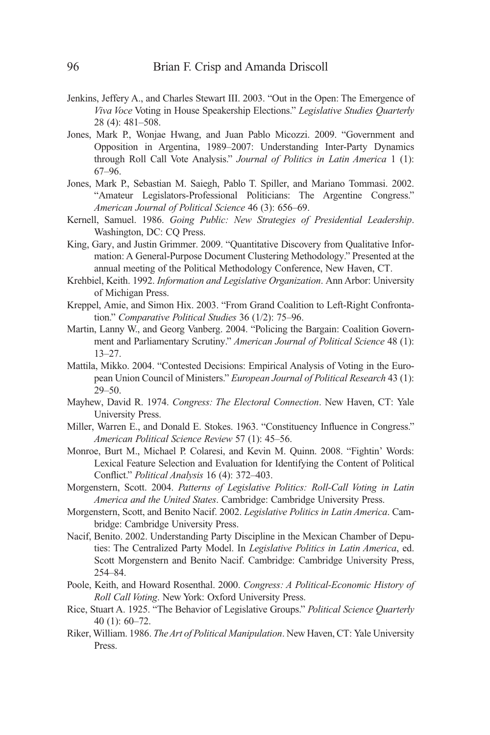Jenkins, Jeffery A., and Charles Stewart III. 2003. "Out in the Open: The Emergence of *Viva Voce* Voting in House Speakership Elections." *Legislative Studies Quarterly* 28 (4): 481–508.

Jones, Mark P., Wonjae Hwang, and Juan Pablo Micozzi. 2009. "Government and Opposition in Argentina, 1989–2007: Understanding Inter-Party Dynamics through Roll Call Vote Analysis." *Journal of Politics in Latin America* 1 (1): 67–96.

Jones, Mark P., Sebastian M. Saiegh, Pablo T. Spiller, and Mariano Tommasi. 2002. "Amateur Legislators-Professional Politicians: The Argentine Congress." *American Journal of Political Science* 46 (3): 656–69.

Kernell, Samuel. 1986. *Going Public: New Strategies of Presidential Leadership*. Washington, DC: CQ Press.

King, Gary, and Justin Grimmer. 2009. "Quantitative Discovery from Qualitative Information: A General-Purpose Document Clustering Methodology." Presented at the annual meeting of the Political Methodology Conference, New Haven, CT.

Krehbiel, Keith. 1992. *Information and Legislative Organization*. Ann Arbor: University of Michigan Press.

Kreppel, Amie, and Simon Hix. 2003. "From Grand Coalition to Left-Right Confrontation." *Comparative Political Studies* 36 (1/2): 75–96.

Martin, Lanny W., and Georg Vanberg. 2004. "Policing the Bargain: Coalition Government and Parliamentary Scrutiny." *American Journal of Political Science* 48 (1): 13–27.

Mattila, Mikko. 2004. "Contested Decisions: Empirical Analysis of Voting in the European Union Council of Ministers." *European Journal of Political Research* 43 (1): 29–50.

Mayhew, David R. 1974. *Congress: The Electoral Connection*. New Haven, CT: Yale University Press.

Miller, Warren E., and Donald E. Stokes. 1963. "Constituency Influence in Congress." *American Political Science Review* 57 (1): 45–56.

Monroe, Burt M., Michael P. Colaresi, and Kevin M. Quinn. 2008. "Fightin' Words: Lexical Feature Selection and Evaluation for Identifying the Content of Political Conflict." *Political Analysis* 16 (4): 372–403.

Morgenstern, Scott. 2004. *Patterns of Legislative Politics: Roll-Call Voting in Latin America and the United States*. Cambridge: Cambridge University Press.

Morgenstern, Scott, and Benito Nacif. 2002. *Legislative Politics in Latin America*. Cambridge: Cambridge University Press.

Nacif, Benito. 2002. Understanding Party Discipline in the Mexican Chamber of Deputies: The Centralized Party Model. In *Legislative Politics in Latin America*, ed. Scott Morgenstern and Benito Nacif. Cambridge: Cambridge University Press, 254–84.

Poole, Keith, and Howard Rosenthal. 2000. *Congress: A Political-Economic History of Roll Call Voting*. New York: Oxford University Press.

Rice, Stuart A. 1925. "The Behavior of Legislative Groups." *Political Science Quarterly* 40 (1): 60–72.

Riker, William. 1986. *The Art of Political Manipulation*. New Haven, CT: Yale University Press.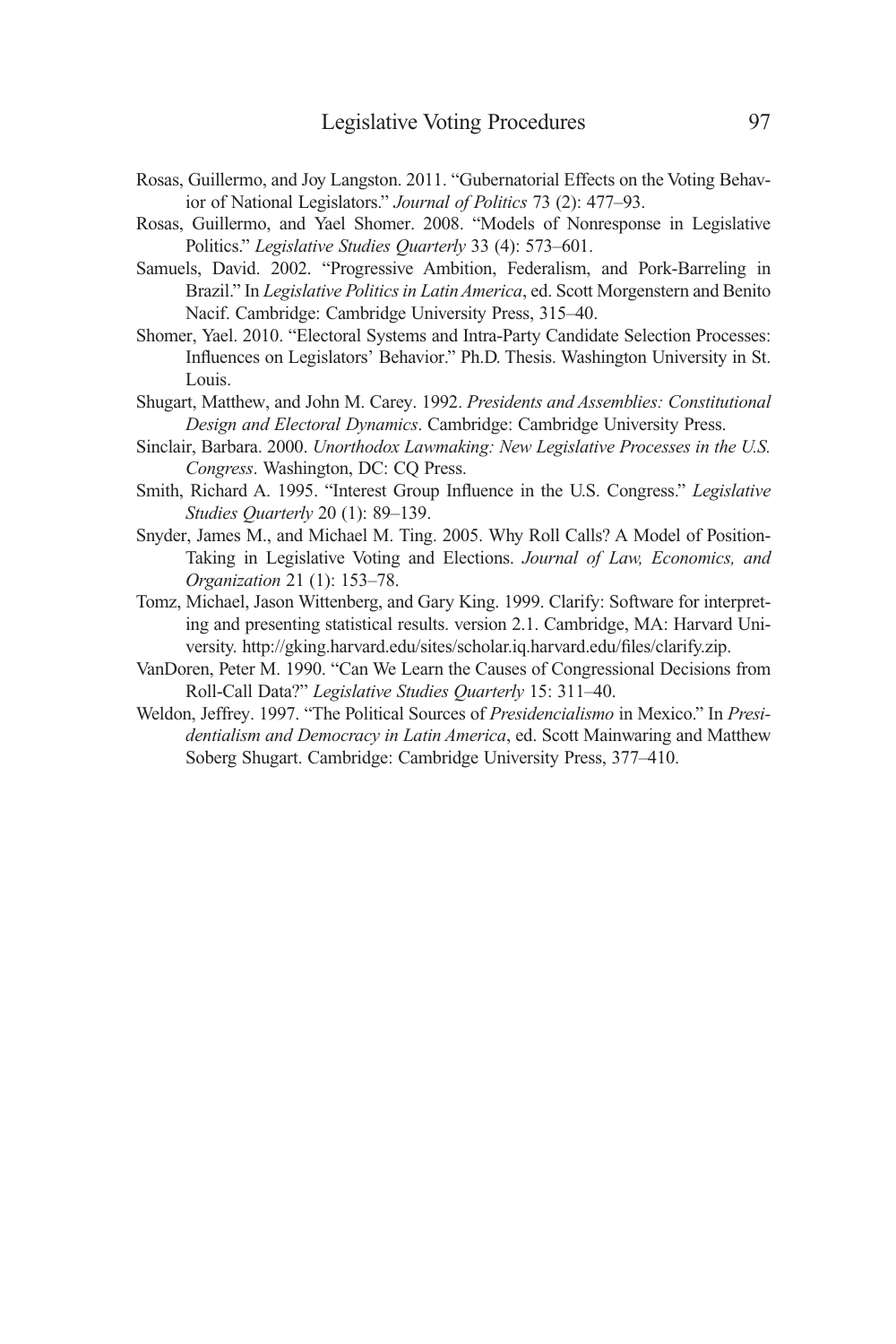Rosas, Guillermo, and Joy Langston. 2011. "Gubernatorial Effects on the Voting Behavior of National Legislators." *Journal of Politics* 73 (2): 477–93.

Rosas, Guillermo, and Yael Shomer. 2008. "Models of Nonresponse in Legislative Politics." *Legislative Studies Quarterly* 33 (4): 573–601.

Samuels, David. 2002. "Progressive Ambition, Federalism, and Pork-Barreling in Brazil." In *Legislative Politics in Latin America*, ed. Scott Morgenstern and Benito Nacif. Cambridge: Cambridge University Press, 315–40.

Shomer, Yael. 2010. "Electoral Systems and Intra-Party Candidate Selection Processes: Influences on Legislators' Behavior." Ph.D. Thesis. Washington University in St. Louis.

Shugart, Matthew, and John M. Carey. 1992. *Presidents and Assemblies: Constitutional Design and Electoral Dynamics*. Cambridge: Cambridge University Press.

Sinclair, Barbara. 2000. *Unorthodox Lawmaking: New Legislative Processes in the U.S. Congress*. Washington, DC: CQ Press.

Smith, Richard A. 1995. "Interest Group Influence in the U.S. Congress." *Legislative Studies Quarterly* 20 (1): 89–139.

Snyder, James M., and Michael M. Ting. 2005. Why Roll Calls? A Model of Position-Taking in Legislative Voting and Elections. *Journal of Law, Economics, and Organization* 21 (1): 153–78.

Tomz, Michael, Jason Wittenberg, and Gary King. 1999. Clarify: Software for interpreting and presenting statistical results. version 2.1. Cambridge, MA: Harvard University. http://gking.harvard.edu/sites/scholar.iq.harvard.edu/files/clarify.zip.

VanDoren, Peter M. 1990. "Can We Learn the Causes of Congressional Decisions from Roll-Call Data?" *Legislative Studies Quarterly* 15: 311–40.

Weldon, Jeffrey. 1997. "The Political Sources of *Presidencialismo* in Mexico." In *Presidentialism and Democracy in Latin America*, ed. Scott Mainwaring and Matthew Soberg Shugart. Cambridge: Cambridge University Press, 377–410.